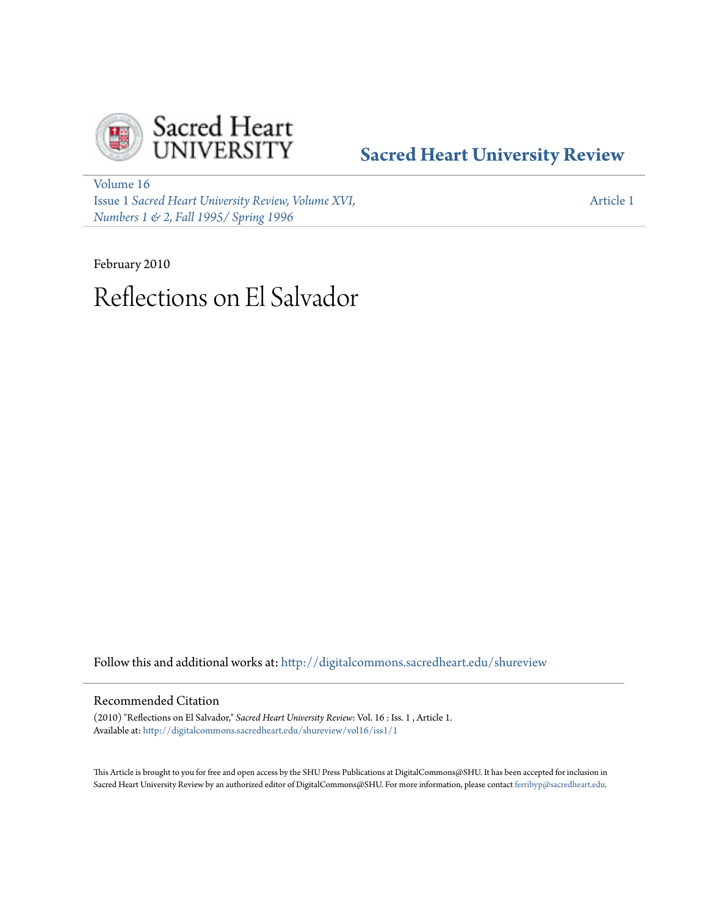Sacred Heart UNIVERSITY

**Sacred Heart University Review**

Volume 16
Issue 1 *Sacred Heart University Review, Volume XVI, Numbers 1 & 2, Fall 1995/ Spring 1996*

Article 1

February 2010

# Reflections on El Salvador

Follow this and additional works at: http://digitalcommons.sacredheart.edu/shureview

## Recommended Citation

(2010) "Reflections on El Salvador," *Sacred Heart University Review*: Vol. 16 : Iss. 1 , Article 1.
Available at: http://digitalcommons.sacredheart.edu/shureview/vol16/iss1/1

This Article is brought to you for free and open access by the SHU Press Publications at DigitalCommons@SHU. It has been accepted for inclusion in Sacred Heart University Review by an authorized editor of DigitalCommons@SHU. For more information, please contact ferribyp@sacredheart.edu.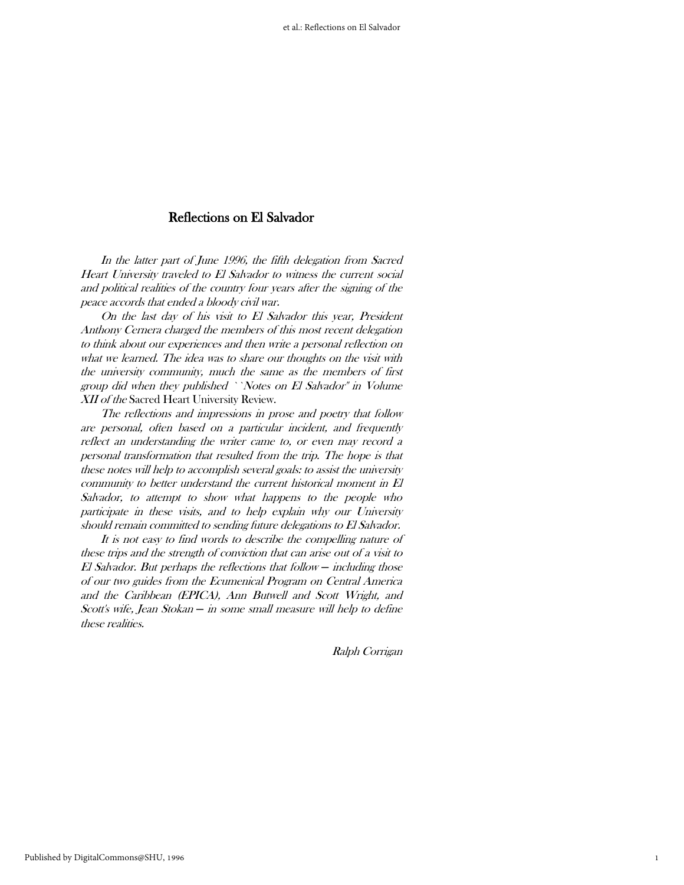# Reflections on El Salvador

*In the latter part of June 1996, the fifth delegation from Sacred Heart University traveled to El Salvador to witness the current social and political realities of the country four years after the signing of the peace accords that ended a bloody civil war.*

*On the last day of his visit to El Salvador this year, President Anthony Cernera charged the members of this most recent delegation to think about our experiences and then write a personal reflection on what we learned. The idea was to share our thoughts on the visit with the university community, much the same as the members of first group did when they published ``Notes on El Salvador'' in Volume XII of the* Sacred Heart University Review.

*The reflections and impressions in prose and poetry that follow are personal, often based on a particular incident, and frequently reflect an understanding the writer came to, or even may record a personal transformation that resulted from the trip. The hope is that these notes will help to accomplish several goals: to assist the university community to better understand the current historical moment in El Salvador, to attempt to show what happens to the people who participate in these visits, and to help explain why our University should remain committed to sending future delegations to El Salvador.*

*It is not easy to find words to describe the compelling nature of these trips and the strength of conviction that can arise out of a visit to El Salvador. But perhaps the reflections that follow — including those of our two guides from the Ecumenical Program on Central America and the Caribbean (EPICA), Ann Butwell and Scott Wright, and Scott's wife, Jean Stokan — in some small measure will help to define these realities.*

*Ralph Corrigan*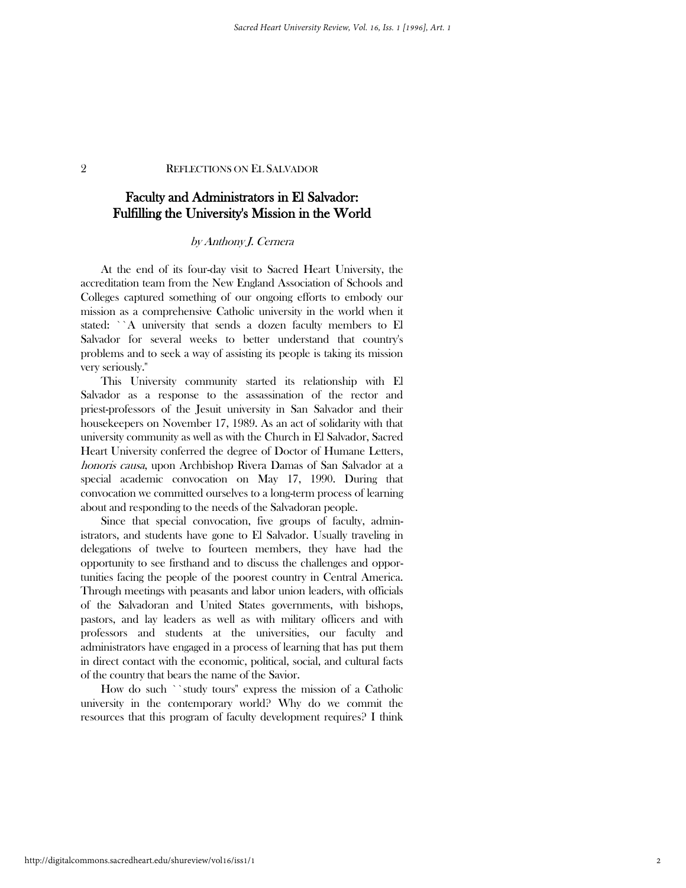# Faculty and Administrators in El Salvador: Fulfilling the University's Mission in the World

*by Anthony J. Cernera*

At the end of its four-day visit to Sacred Heart University, the accreditation team from the New England Association of Schools and Colleges captured something of our ongoing efforts to embody our mission as a comprehensive Catholic university in the world when it stated: ``A university that sends a dozen faculty members to El Salvador for several weeks to better understand that country's problems and to seek a way of assisting its people is taking its mission very seriously.''

This University community started its relationship with El Salvador as a response to the assassination of the rector and priest-professors of the Jesuit university in San Salvador and their housekeepers on November 17, 1989. As an act of solidarity with that university community as well as with the Church in El Salvador, Sacred Heart University conferred the degree of Doctor of Humane Letters, *honoris causa*, upon Archbishop Rivera Damas of San Salvador at a special academic convocation on May 17, 1990. During that convocation we committed ourselves to a long-term process of learning about and responding to the needs of the Salvadoran people.

Since that special convocation, five groups of faculty, administrators, and students have gone to El Salvador. Usually traveling in delegations of twelve to fourteen members, they have had the opportunity to see firsthand and to discuss the challenges and opportunities facing the people of the poorest country in Central America. Through meetings with peasants and labor union leaders, with officials of the Salvadoran and United States governments, with bishops, pastors, and lay leaders as well as with military officers and with professors and students at the universities, our faculty and administrators have engaged in a process of learning that has put them in direct contact with the economic, political, social, and cultural facts of the country that bears the name of the Savior.

How do such ``study tours'' express the mission of a Catholic university in the contemporary world? Why do we commit the resources that this program of faculty development requires? I think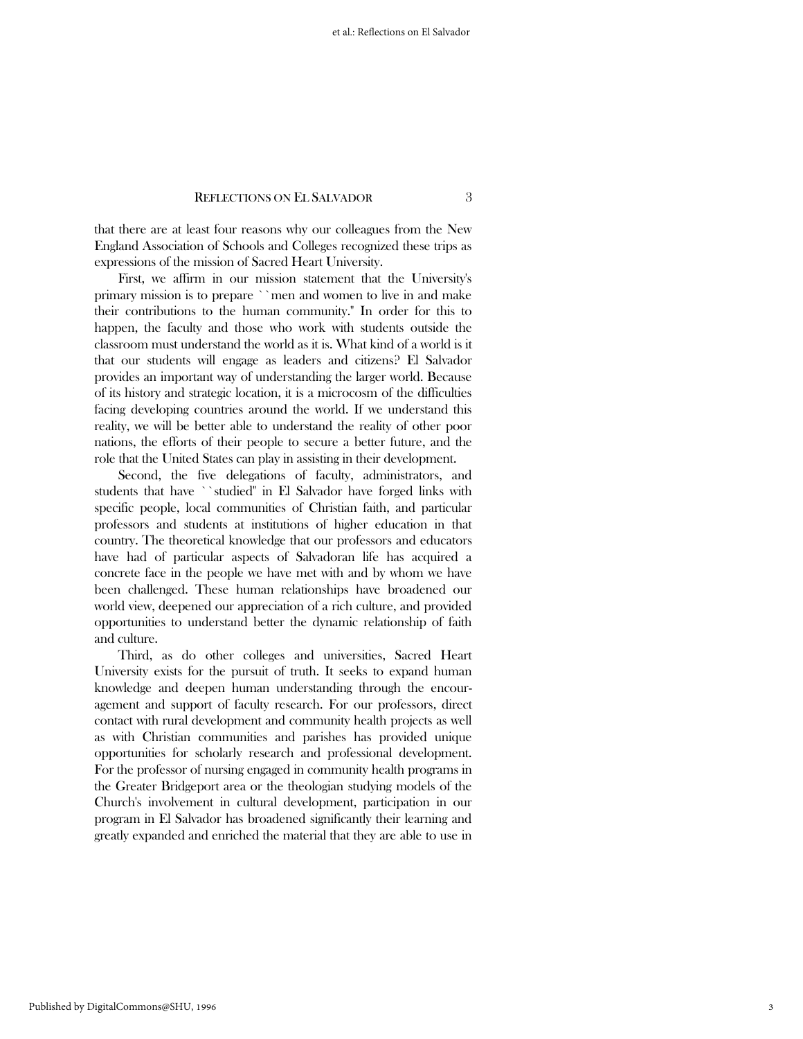that there are at least four reasons why our colleagues from the New England Association of Schools and Colleges recognized these trips as expressions of the mission of Sacred Heart University.

First, we affirm in our mission statement that the University's primary mission is to prepare ``men and women to live in and make their contributions to the human community.'' In order for this to happen, the faculty and those who work with students outside the classroom must understand the world as it is. What kind of a world is it that our students will engage as leaders and citizens? El Salvador provides an important way of understanding the larger world. Because of its history and strategic location, it is a microcosm of the difficulties facing developing countries around the world. If we understand this reality, we will be better able to understand the reality of other poor nations, the efforts of their people to secure a better future, and the role that the United States can play in assisting in their development.

Second, the five delegations of faculty, administrators, and students that have ``studied'' in El Salvador have forged links with specific people, local communities of Christian faith, and particular professors and students at institutions of higher education in that country. The theoretical knowledge that our professors and educators have had of particular aspects of Salvadoran life has acquired a concrete face in the people we have met with and by whom we have been challenged. These human relationships have broadened our world view, deepened our appreciation of a rich culture, and provided opportunities to understand better the dynamic relationship of faith and culture.

Third, as do other colleges and universities, Sacred Heart University exists for the pursuit of truth. It seeks to expand human knowledge and deepen human understanding through the encouragement and support of faculty research. For our professors, direct contact with rural development and community health projects as well as with Christian communities and parishes has provided unique opportunities for scholarly research and professional development. For the professor of nursing engaged in community health programs in the Greater Bridgeport area or the theologian studying models of the Church's involvement in cultural development, participation in our program in El Salvador has broadened significantly their learning and greatly expanded and enriched the material that they are able to use in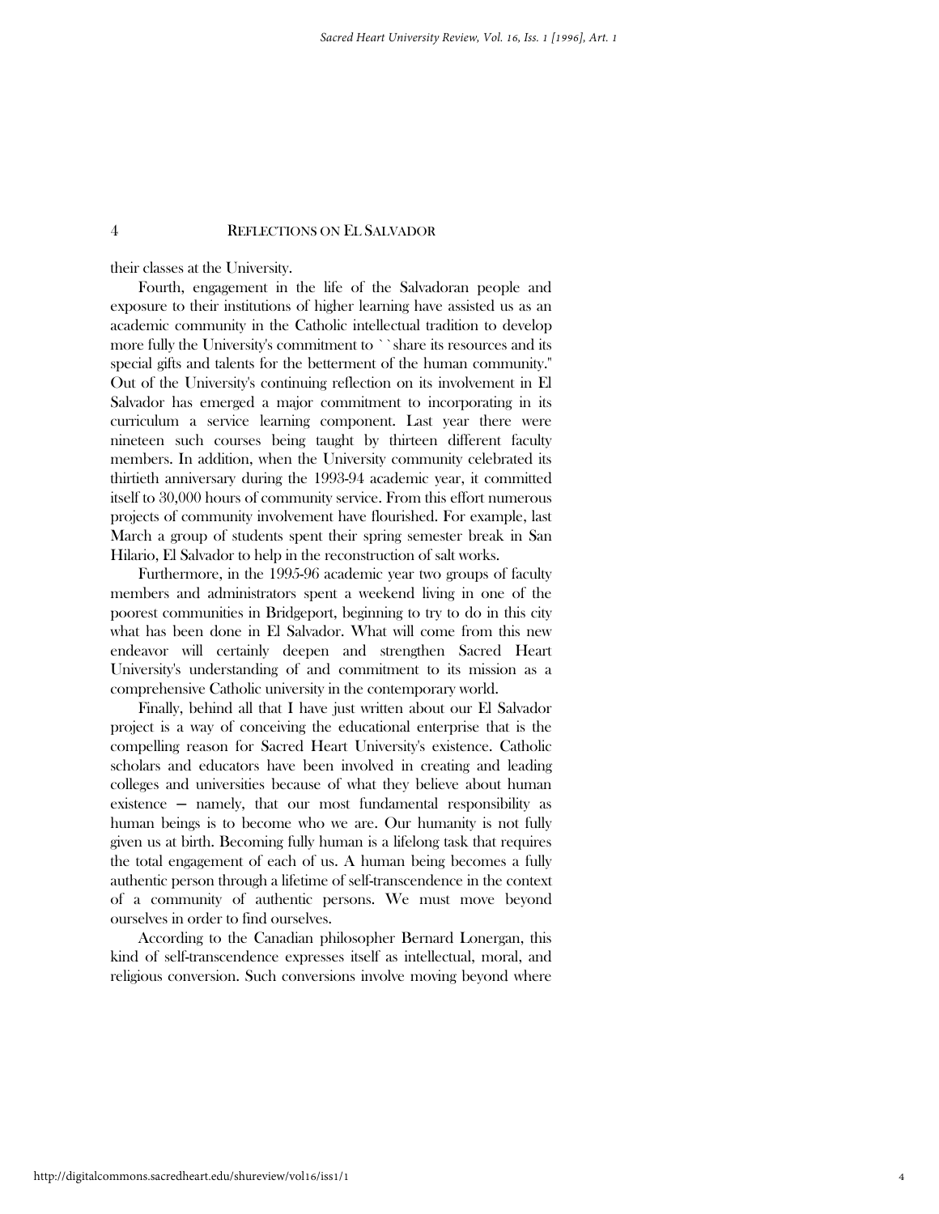their classes at the University.

Fourth, engagement in the life of the Salvadoran people and exposure to their institutions of higher learning have assisted us as an academic community in the Catholic intellectual tradition to develop more fully the University's commitment to ``share its resources and its special gifts and talents for the betterment of the human community.'' Out of the University's continuing reflection on its involvement in El Salvador has emerged a major commitment to incorporating in its curriculum a service learning component. Last year there were nineteen such courses being taught by thirteen different faculty members. In addition, when the University community celebrated its thirtieth anniversary during the 1993-94 academic year, it committed itself to 30,000 hours of community service. From this effort numerous projects of community involvement have flourished. For example, last March a group of students spent their spring semester break in San Hilario, El Salvador to help in the reconstruction of salt works.

Furthermore, in the 1995-96 academic year two groups of faculty members and administrators spent a weekend living in one of the poorest communities in Bridgeport, beginning to try to do in this city what has been done in El Salvador. What will come from this new endeavor will certainly deepen and strengthen Sacred Heart University's understanding of and commitment to its mission as a comprehensive Catholic university in the contemporary world.

Finally, behind all that I have just written about our El Salvador project is a way of conceiving the educational enterprise that is the compelling reason for Sacred Heart University's existence. Catholic scholars and educators have been involved in creating and leading colleges and universities because of what they believe about human existence — namely, that our most fundamental responsibility as human beings is to become who we are. Our humanity is not fully given us at birth. Becoming fully human is a lifelong task that requires the total engagement of each of us. A human being becomes a fully authentic person through a lifetime of self-transcendence in the context of a community of authentic persons. We must move beyond ourselves in order to find ourselves.

According to the Canadian philosopher Bernard Lonergan, this kind of self-transcendence expresses itself as intellectual, moral, and religious conversion. Such conversions involve moving beyond where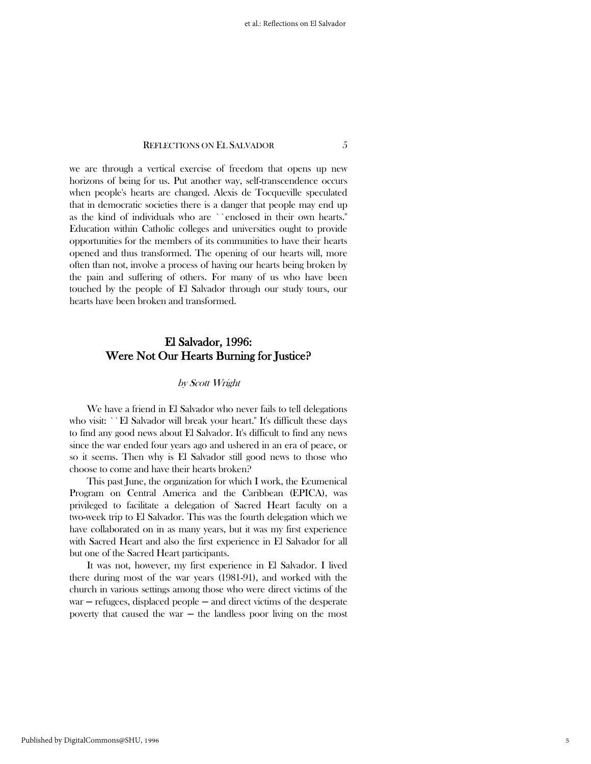we are through a vertical exercise of freedom that opens up new horizons of being for us. Put another way, self-transcendence occurs when people's hearts are changed. Alexis de Tocqueville speculated that in democratic societies there is a danger that people may end up as the kind of individuals who are ``enclosed in their own hearts.'' Education within Catholic colleges and universities ought to provide opportunities for the members of its communities to have their hearts opened and thus transformed. The opening of our hearts will, more often than not, involve a process of having our hearts being broken by the pain and suffering of others. For many of us who have been touched by the people of El Salvador through our study tours, our hearts have been broken and transformed.

## El Salvador, 1996: Were Not Our Hearts Burning for Justice?

*by Scott Wright*

We have a friend in El Salvador who never fails to tell delegations who visit: ``El Salvador will break your heart.'' It's difficult these days to find any good news about El Salvador. It's difficult to find any news since the war ended four years ago and ushered in an era of peace, or so it seems. Then why is El Salvador still good news to those who choose to come and have their hearts broken?

This past June, the organization for which I work, the Ecumenical Program on Central America and the Caribbean (EPICA), was privileged to facilitate a delegation of Sacred Heart faculty on a two-week trip to El Salvador. This was the fourth delegation which we have collaborated on in as many years, but it was my first experience with Sacred Heart and also the first experience in El Salvador for all but one of the Sacred Heart participants.

It was not, however, my first experience in El Salvador. I lived there during most of the war years (1981-91), and worked with the church in various settings among those who were direct victims of the war — refugees, displaced people — and direct victims of the desperate poverty that caused the war — the landless poor living on the most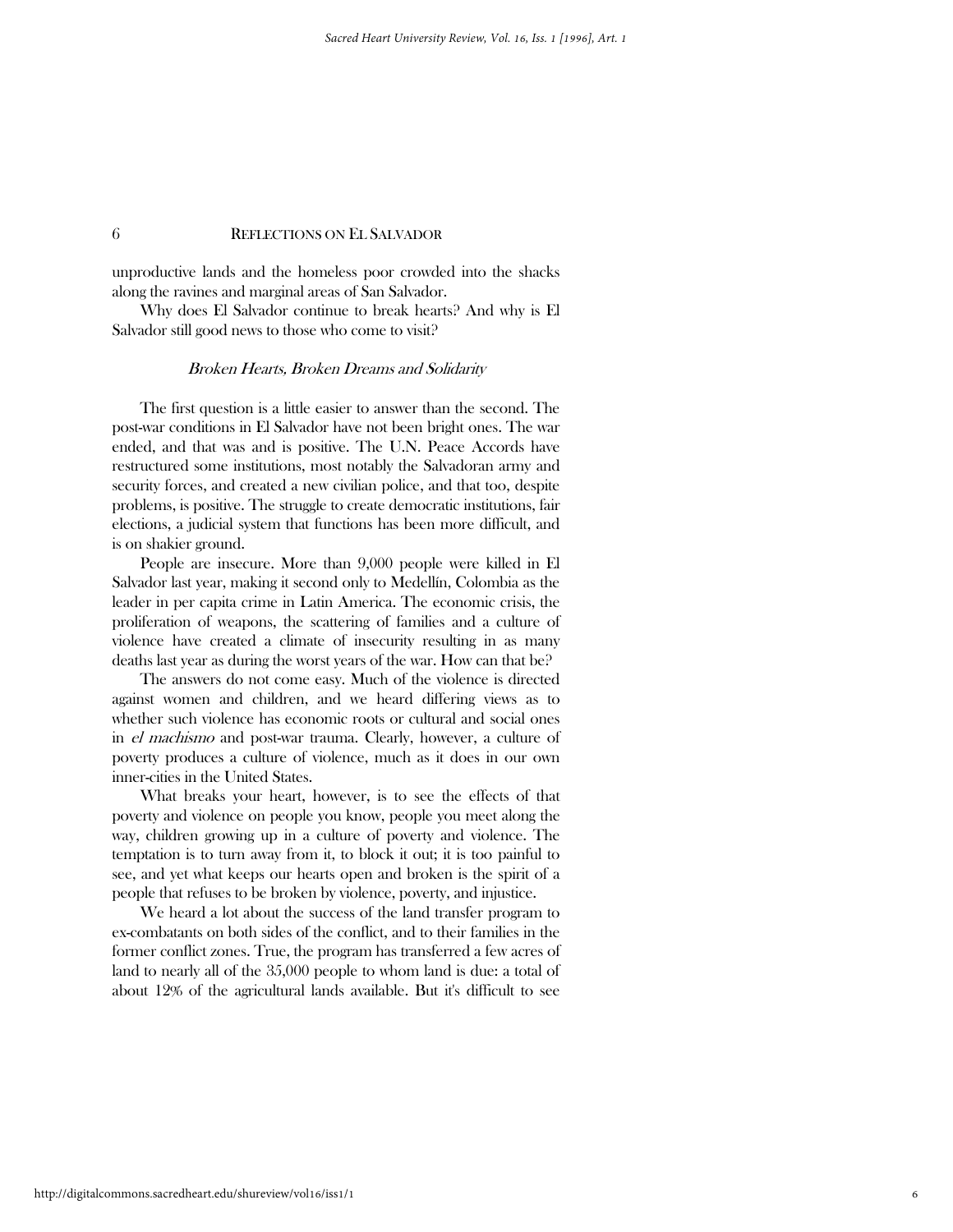unproductive lands and the homeless poor crowded into the shacks along the ravines and marginal areas of San Salvador.

Why does El Salvador continue to break hearts? And why is El Salvador still good news to those who come to visit?

### *Broken Hearts, Broken Dreams and Solidarity*

The first question is a little easier to answer than the second. The post-war conditions in El Salvador have not been bright ones. The war ended, and that was and is positive. The U.N. Peace Accords have restructured some institutions, most notably the Salvadoran army and security forces, and created a new civilian police, and that too, despite problems, is positive. The struggle to create democratic institutions, fair elections, a judicial system that functions has been more difficult, and is on shakier ground.

People are insecure. More than 9,000 people were killed in El Salvador last year, making it second only to Medellín, Colombia as the leader in per capita crime in Latin America. The economic crisis, the proliferation of weapons, the scattering of families and a culture of violence have created a climate of insecurity resulting in as many deaths last year as during the worst years of the war. How can that be?

The answers do not come easy. Much of the violence is directed against women and children, and we heard differing views as to whether such violence has economic roots or cultural and social ones in *el machismo* and post-war trauma. Clearly, however, a culture of poverty produces a culture of violence, much as it does in our own inner-cities in the United States.

What breaks your heart, however, is to see the effects of that poverty and violence on people you know, people you meet along the way, children growing up in a culture of poverty and violence. The temptation is to turn away from it, to block it out; it is too painful to see, and yet what keeps our hearts open and broken is the spirit of a people that refuses to be broken by violence, poverty, and injustice.

We heard a lot about the success of the land transfer program to ex-combatants on both sides of the conflict, and to their families in the former conflict zones. True, the program has transferred a few acres of land to nearly all of the 35,000 people to whom land is due: a total of about 12% of the agricultural lands available. But it's difficult to see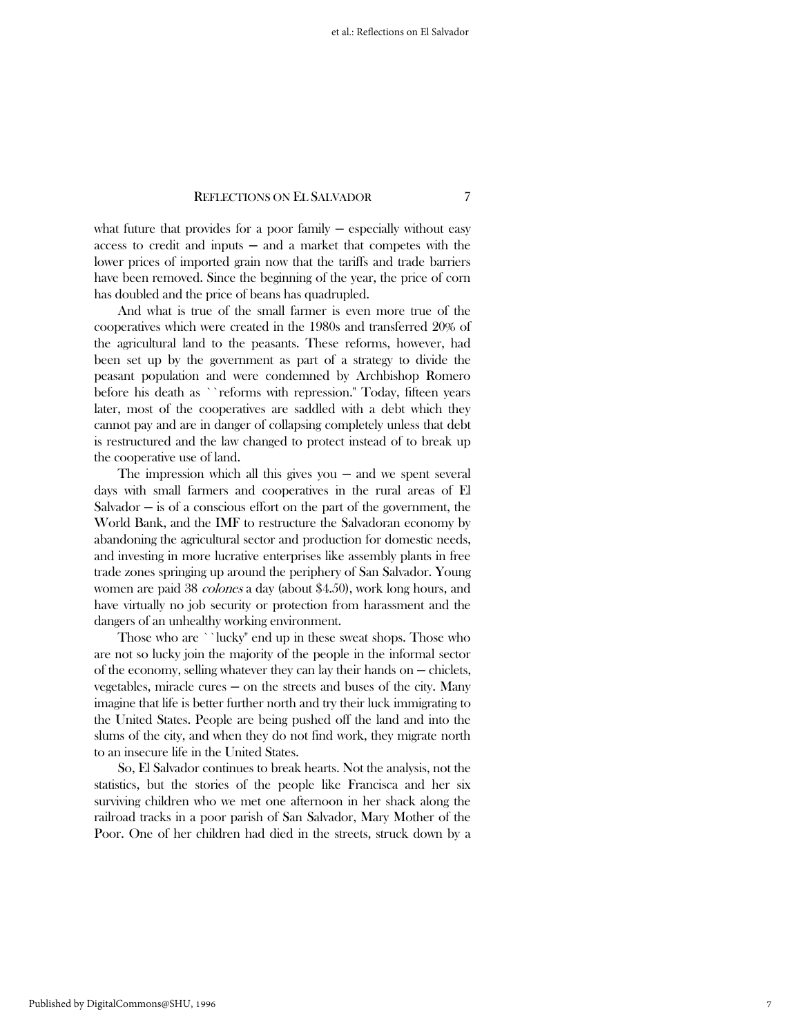what future that provides for a poor family — especially without easy access to credit and inputs — and a market that competes with the lower prices of imported grain now that the tariffs and trade barriers have been removed. Since the beginning of the year, the price of corn has doubled and the price of beans has quadrupled.

And what is true of the small farmer is even more true of the cooperatives which were created in the 1980s and transferred 20% of the agricultural land to the peasants. These reforms, however, had been set up by the government as part of a strategy to divide the peasant population and were condemned by Archbishop Romero before his death as ``reforms with repression.'' Today, fifteen years later, most of the cooperatives are saddled with a debt which they cannot pay and are in danger of collapsing completely unless that debt is restructured and the law changed to protect instead of to break up the cooperative use of land.

The impression which all this gives you — and we spent several days with small farmers and cooperatives in the rural areas of El Salvador — is of a conscious effort on the part of the government, the World Bank, and the IMF to restructure the Salvadoran economy by abandoning the agricultural sector and production for domestic needs, and investing in more lucrative enterprises like assembly plants in free trade zones springing up around the periphery of San Salvador. Young women are paid 38 *colones* a day (about $4.50), work long hours, and have virtually no job security or protection from harassment and the dangers of an unhealthy working environment.

Those who are ``lucky'' end up in these sweat shops. Those who are not so lucky join the majority of the people in the informal sector of the economy, selling whatever they can lay their hands on — chiclets, vegetables, miracle cures — on the streets and buses of the city. Many imagine that life is better further north and try their luck immigrating to the United States. People are being pushed off the land and into the slums of the city, and when they do not find work, they migrate north to an insecure life in the United States.

So, El Salvador continues to break hearts. Not the analysis, not the statistics, but the stories of the people like Francisca and her six surviving children who we met one afternoon in her shack along the railroad tracks in a poor parish of San Salvador, Mary Mother of the Poor. One of her children had died in the streets, struck down by a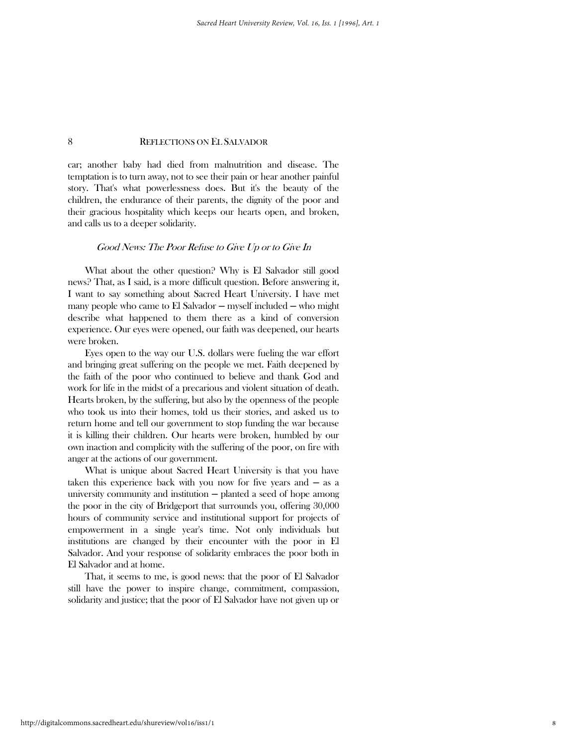car; another baby had died from malnutrition and disease. The temptation is to turn away, not to see their pain or hear another painful story. That's what powerlessness does. But it's the beauty of the children, the endurance of their parents, the dignity of the poor and their gracious hospitality which keeps our hearts open, and broken, and calls us to a deeper solidarity.

### *Good News: The Poor Refuse to Give Up or to Give In*

What about the other question? Why is El Salvador still good news? That, as I said, is a more difficult question. Before answering it, I want to say something about Sacred Heart University. I have met many people who came to El Salvador — myself included — who might describe what happened to them there as a kind of conversion experience. Our eyes were opened, our faith was deepened, our hearts were broken.

Eyes open to the way our U.S. dollars were fueling the war effort and bringing great suffering on the people we met. Faith deepened by the faith of the poor who continued to believe and thank God and work for life in the midst of a precarious and violent situation of death. Hearts broken, by the suffering, but also by the openness of the people who took us into their homes, told us their stories, and asked us to return home and tell our government to stop funding the war because it is killing their children. Our hearts were broken, humbled by our own inaction and complicity with the suffering of the poor, on fire with anger at the actions of our government.

What is unique about Sacred Heart University is that you have taken this experience back with you now for five years and — as a university community and institution — planted a seed of hope among the poor in the city of Bridgeport that surrounds you, offering 30,000 hours of community service and institutional support for projects of empowerment in a single year's time. Not only individuals but institutions are changed by their encounter with the poor in El Salvador. And your response of solidarity embraces the poor both in El Salvador and at home.

That, it seems to me, is good news: that the poor of El Salvador still have the power to inspire change, commitment, compassion, solidarity and justice; that the poor of El Salvador have not given up or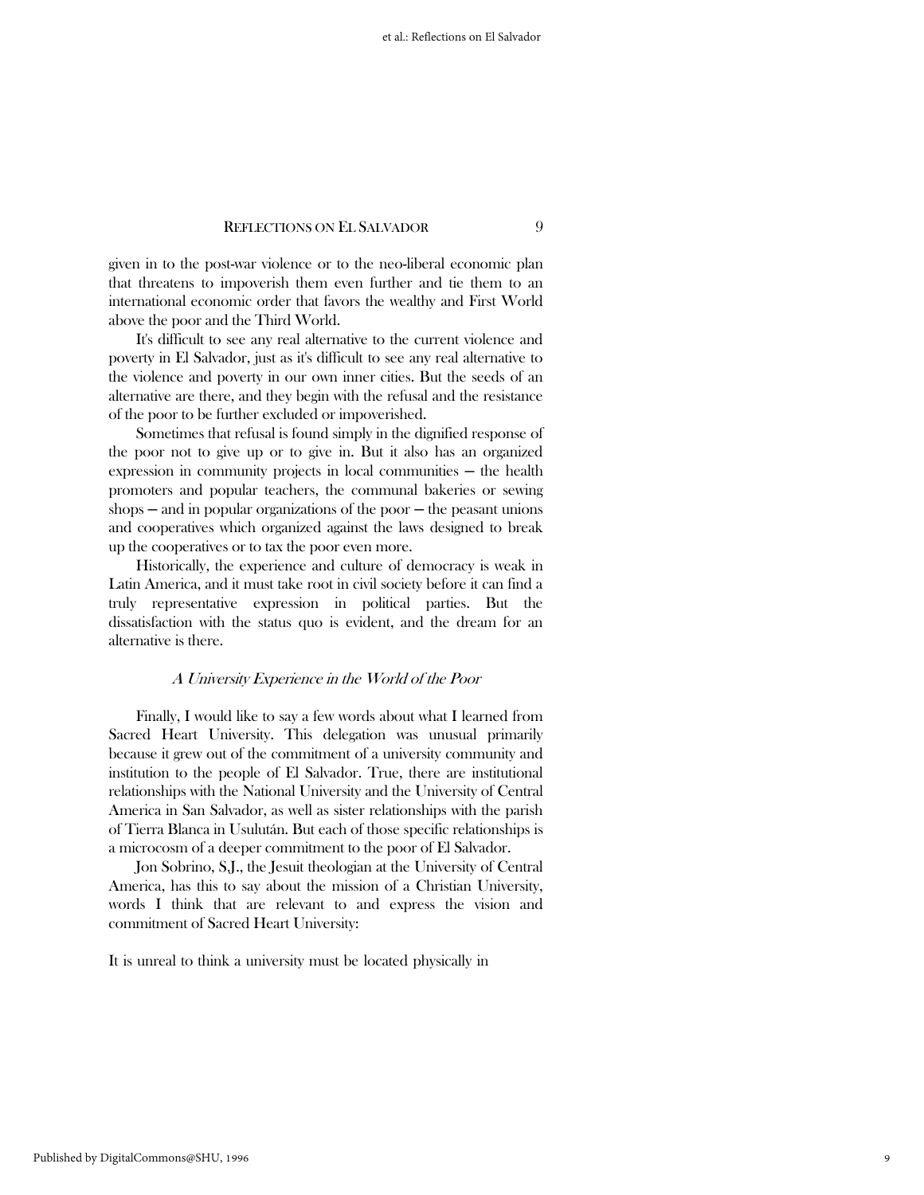given in to the post-war violence or to the neo-liberal economic plan that threatens to impoverish them even further and tie them to an international economic order that favors the wealthy and First World above the poor and the Third World.

It's difficult to see any real alternative to the current violence and poverty in El Salvador, just as it's difficult to see any real alternative to the violence and poverty in our own inner cities. But the seeds of an alternative are there, and they begin with the refusal and the resistance of the poor to be further excluded or impoverished.

Sometimes that refusal is found simply in the dignified response of the poor not to give up or to give in. But it also has an organized expression in community projects in local communities — the health promoters and popular teachers, the communal bakeries or sewing shops — and in popular organizations of the poor — the peasant unions and cooperatives which organized against the laws designed to break up the cooperatives or to tax the poor even more.

Historically, the experience and culture of democracy is weak in Latin America, and it must take root in civil society before it can find a truly representative expression in political parties. But the dissatisfaction with the status quo is evident, and the dream for an alternative is there.

### *A University Experience in the World of the Poor*

Finally, I would like to say a few words about what I learned from Sacred Heart University. This delegation was unusual primarily because it grew out of the commitment of a university community and institution to the people of El Salvador. True, there are institutional relationships with the National University and the University of Central America in San Salvador, as well as sister relationships with the parish of Tierra Blanca in Usulután. But each of those specific relationships is a microcosm of a deeper commitment to the poor of El Salvador.

Jon Sobrino, S.J., the Jesuit theologian at the University of Central America, has this to say about the mission of a Christian University, words I think that are relevant to and express the vision and commitment of Sacred Heart University:

It is unreal to think a university must be located physically in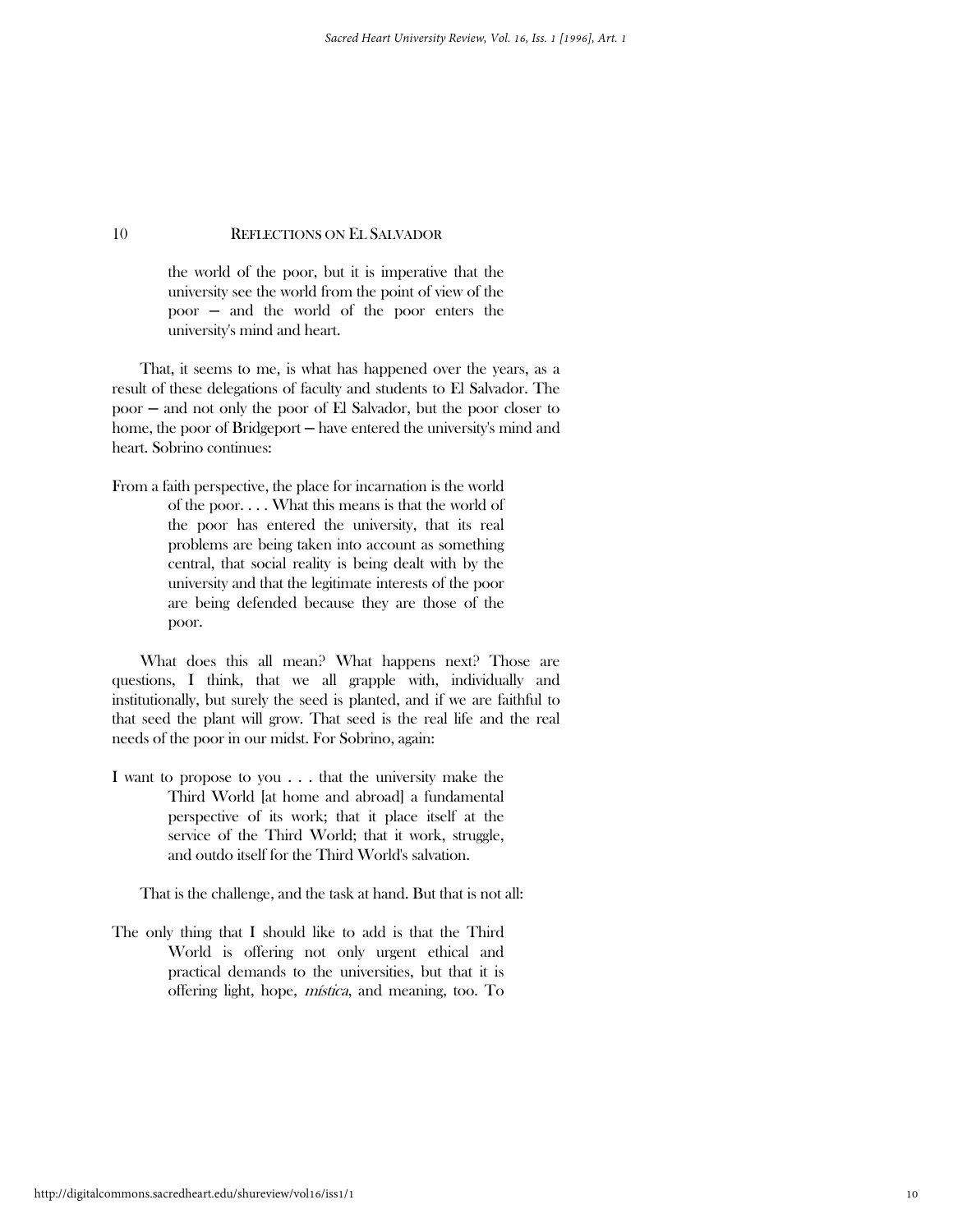> the world of the poor, but it is imperative that the university see the world from the point of view of the poor — and the world of the poor enters the university's mind and heart.

That, it seems to me, is what has happened over the years, as a result of these delegations of faculty and students to El Salvador. The poor — and not only the poor of El Salvador, but the poor closer to home, the poor of Bridgeport — have entered the university's mind and heart. Sobrino continues:

> From a faith perspective, the place for incarnation is the world of the poor. . . . What this means is that the world of the poor has entered the university, that its real problems are being taken into account as something central, that social reality is being dealt with by the university and that the legitimate interests of the poor are being defended because they are those of the poor.

What does this all mean? What happens next? Those are questions, I think, that we all grapple with, individually and institutionally, but surely the seed is planted, and if we are faithful to that seed the plant will grow. That seed is the real life and the real needs of the poor in our midst. For Sobrino, again:

> I want to propose to you . . . that the university make the Third World [at home and abroad] a fundamental perspective of its work; that it place itself at the service of the Third World; that it work, struggle, and outdo itself for the Third World's salvation.

That is the challenge, and the task at hand. But that is not all:

> The only thing that I should like to add is that the Third World is offering not only urgent ethical and practical demands to the universities, but that it is offering light, hope, *mística*, and meaning, too. To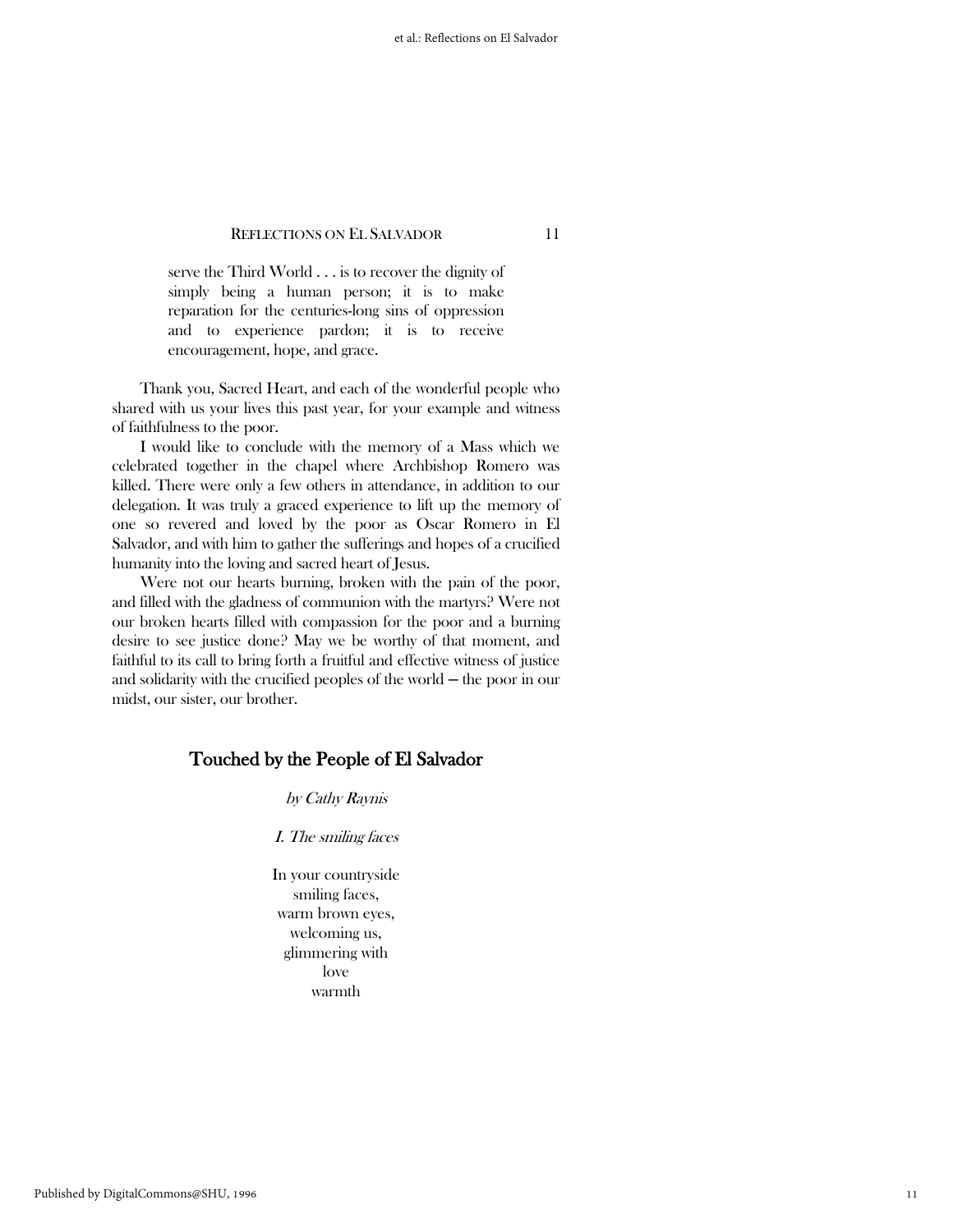> serve the Third World . . . is to recover the dignity of simply being a human person; it is to make reparation for the centuries-long sins of oppression and to experience pardon; it is to receive encouragement, hope, and grace.

Thank you, Sacred Heart, and each of the wonderful people who shared with us your lives this past year, for your example and witness of faithfulness to the poor.

I would like to conclude with the memory of a Mass which we celebrated together in the chapel where Archbishop Romero was killed. There were only a few others in attendance, in addition to our delegation. It was truly a graced experience to lift up the memory of one so revered and loved by the poor as Oscar Romero in El Salvador, and with him to gather the sufferings and hopes of a crucified humanity into the loving and sacred heart of Jesus.

Were not our hearts burning, broken with the pain of the poor, and filled with the gladness of communion with the martyrs? Were not our broken hearts filled with compassion for the poor and a burning desire to see justice done? May we be worthy of that moment, and faithful to its call to bring forth a fruitful and effective witness of justice and solidarity with the crucified peoples of the world — the poor in our midst, our sister, our brother.

## Touched by the People of El Salvador

*by Cathy Raynis*

*I. The smiling faces*

In your countryside  
smiling faces,  
warm brown eyes,  
welcoming us,  
glimmering with  
love  
warmth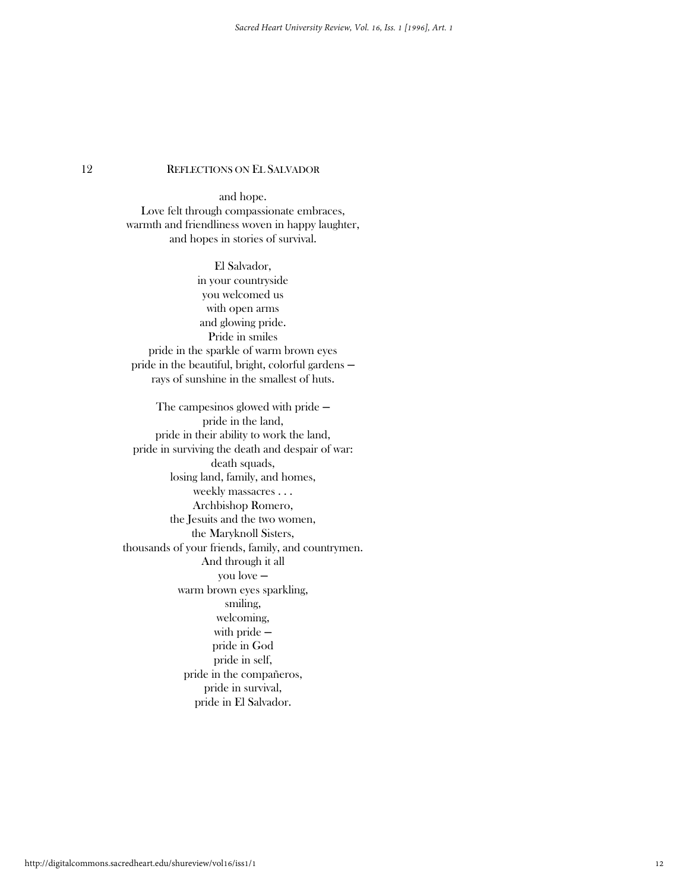and hope.
Love felt through compassionate embraces,
warmth and friendliness woven in happy laughter,
and hopes in stories of survival.

El Salvador,
in your countryside
you welcomed us
with open arms
and glowing pride.
Pride in smiles
pride in the sparkle of warm brown eyes
pride in the beautiful, bright, colorful gardens —
rays of sunshine in the smallest of huts.

The campesinos glowed with pride —
pride in the land,
pride in their ability to work the land,
pride in surviving the death and despair of war:
death squads,
losing land, family, and homes,
weekly massacres . . .
Archbishop Romero,
the Jesuits and the two women,
the Maryknoll Sisters,
thousands of your friends, family, and countrymen.
And through it all
you love —
warm brown eyes sparkling,
smiling,
welcoming,
with pride —
pride in God
pride in self,
pride in the compañeros,
pride in survival,
pride in El Salvador.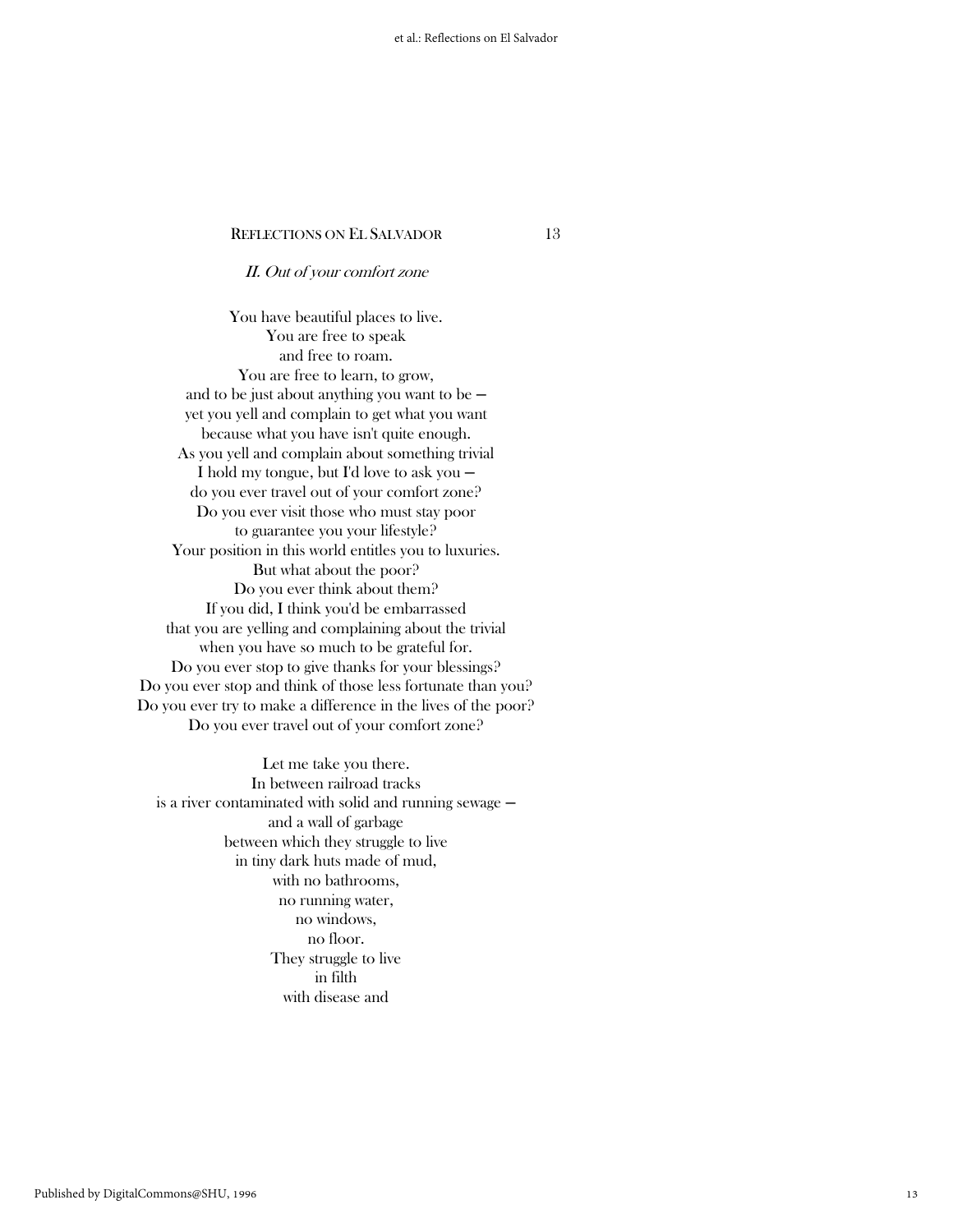## *II. Out of your comfort zone*

You have beautiful places to live.
You are free to speak
and free to roam.
You are free to learn, to grow,
and to be just about anything you want to be —
yet you yell and complain to get what you want
because what you have isn't quite enough.
As you yell and complain about something trivial
I hold my tongue, but I'd love to ask you —
do you ever travel out of your comfort zone?
Do you ever visit those who must stay poor
to guarantee you your lifestyle?
Your position in this world entitles you to luxuries.
But what about the poor?
Do you ever think about them?
If you did, I think you'd be embarrassed
that you are yelling and complaining about the trivial
when you have so much to be grateful for.
Do you ever stop to give thanks for your blessings?
Do you ever stop and think of those less fortunate than you?
Do you ever try to make a difference in the lives of the poor?
Do you ever travel out of your comfort zone?

Let me take you there.
In between railroad tracks
is a river contaminated with solid and running sewage —
and a wall of garbage
between which they struggle to live
in tiny dark huts made of mud,
with no bathrooms,
no running water,
no windows,
no floor.
They struggle to live
in filth
with disease and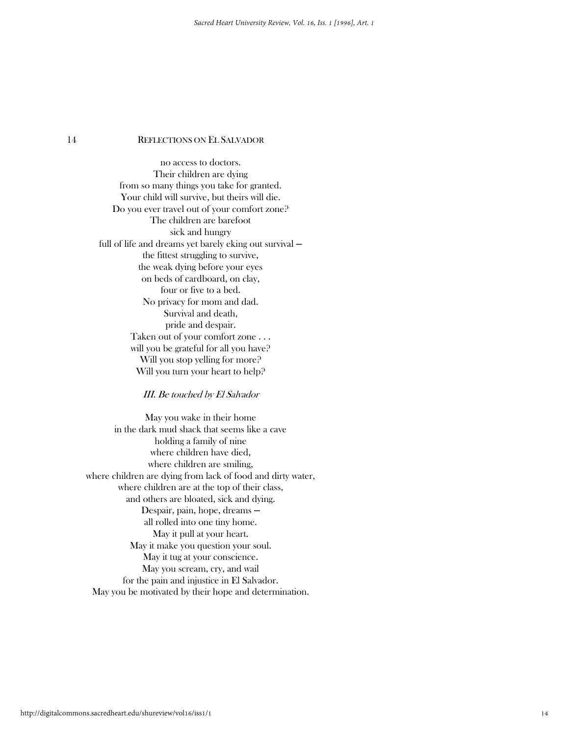no access to doctors.
Their children are dying
from so many things you take for granted.
Your child will survive, but theirs will die.
Do you ever travel out of your comfort zone?
The children are barefoot
sick and hungry
full of life and dreams yet barely eking out survival —
the fittest struggling to survive,
the weak dying before your eyes
on beds of cardboard, on clay,
four or five to a bed.
No privacy for mom and dad.
Survival and death,
pride and despair.
Taken out of your comfort zone . . .
will you be grateful for all you have?
Will you stop yelling for more?
Will you turn your heart to help?

*III. Be touched by El Salvador*

May you wake in their home
in the dark mud shack that seems like a cave
holding a family of nine
where children have died,
where children are smiling,
where children are dying from lack of food and dirty water,
where children are at the top of their class,
and others are bloated, sick and dying.
Despair, pain, hope, dreams —
all rolled into one tiny home.
May it pull at your heart.
May it make you question your soul.
May it tug at your conscience.
May you scream, cry, and wail
for the pain and injustice in El Salvador.
May you be motivated by their hope and determination.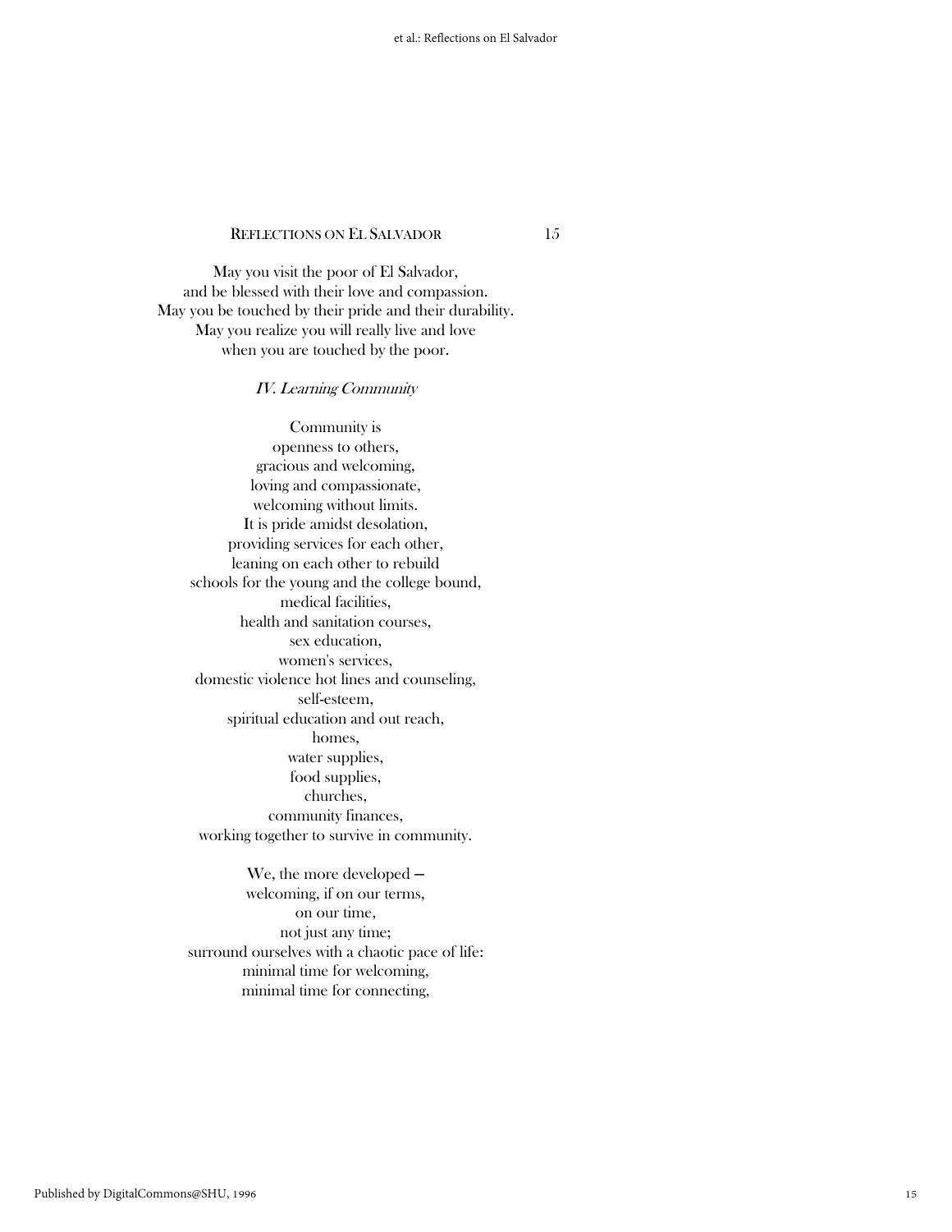May you visit the poor of El Salvador,
and be blessed with their love and compassion.
May you be touched by their pride and their durability.
May you realize you will really live and love
when you are touched by the poor.

### *IV. Learning Community*

Community is
openness to others,
gracious and welcoming,
loving and compassionate,
welcoming without limits.
It is pride amidst desolation,
providing services for each other,
leaning on each other to rebuild
schools for the young and the college bound,
medical facilities,
health and sanitation courses,
sex education,
women's services,
domestic violence hot lines and counseling,
self-esteem,
spiritual education and out reach,
homes,
water supplies,
food supplies,
churches,
community finances,
working together to survive in community.

We, the more developed —
welcoming, if on our terms,
on our time,
not just any time;
surround ourselves with a chaotic pace of life:
minimal time for welcoming,
minimal time for connecting,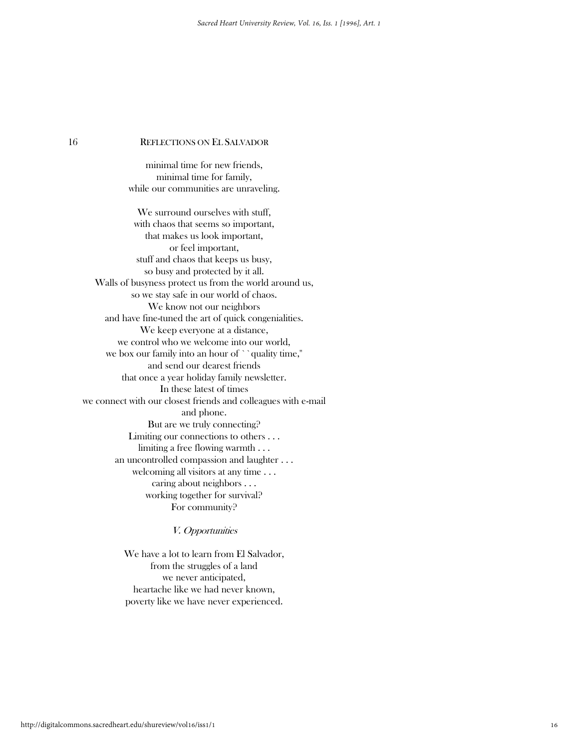minimal time for new friends,
minimal time for family,
while our communities are unraveling.

We surround ourselves with stuff,
with chaos that seems so important,
that makes us look important,
or feel important,
stuff and chaos that keeps us busy,
so busy and protected by it all.
Walls of busyness protect us from the world around us,
so we stay safe in our world of chaos.
We know not our neighbors
and have fine-tuned the art of quick congenialities.
We keep everyone at a distance,
we control who we welcome into our world,
we box our family into an hour of ``quality time,''
and send our dearest friends
that once a year holiday family newsletter.
In these latest of times
we connect with our closest friends and colleagues with e-mail
and phone.
But are we truly connecting?
Limiting our connections to others . . .
limiting a free flowing warmth . . .
an uncontrolled compassion and laughter . . .
welcoming all visitors at any time . . .
caring about neighbors . . .
working together for survival?
For community?

### *V. Opportunities*

We have a lot to learn from El Salvador,
from the struggles of a land
we never anticipated,
heartache like we had never known,
poverty like we have never experienced.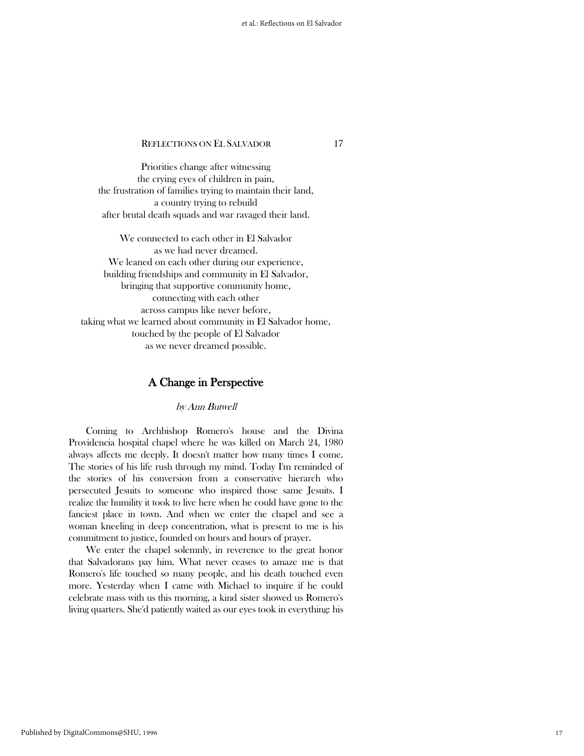Priorities change after witnessing
the crying eyes of children in pain,
the frustration of families trying to maintain their land,
a country trying to rebuild
after brutal death squads and war ravaged their land.

We connected to each other in El Salvador
as we had never dreamed.
We leaned on each other during our experience,
building friendships and community in El Salvador,
bringing that supportive community home,
connecting with each other
across campus like never before,
taking what we learned about community in El Salvador home,
touched by the people of El Salvador
as we never dreamed possible.

## A Change in Perspective

*by Ann Butwell*

Coming to Archbishop Romero's house and the Divina Providencia hospital chapel where he was killed on March 24, 1980 always affects me deeply. It doesn't matter how many times I come. The stories of his life rush through my mind. Today I'm reminded of the stories of his conversion from a conservative hierarch who persecuted Jesuits to someone who inspired those same Jesuits. I realize the humility it took to live here when he could have gone to the fanciest place in town. And when we enter the chapel and see a woman kneeling in deep concentration, what is present to me is his commitment to justice, founded on hours and hours of prayer.

We enter the chapel solemnly, in reverence to the great honor that Salvadorans pay him. What never ceases to amaze me is that Romero's life touched so many people, and his death touched even more. Yesterday when I came with Michael to inquire if he could celebrate mass with us this morning, a kind sister showed us Romero's living quarters. She'd patiently waited as our eyes took in everything: his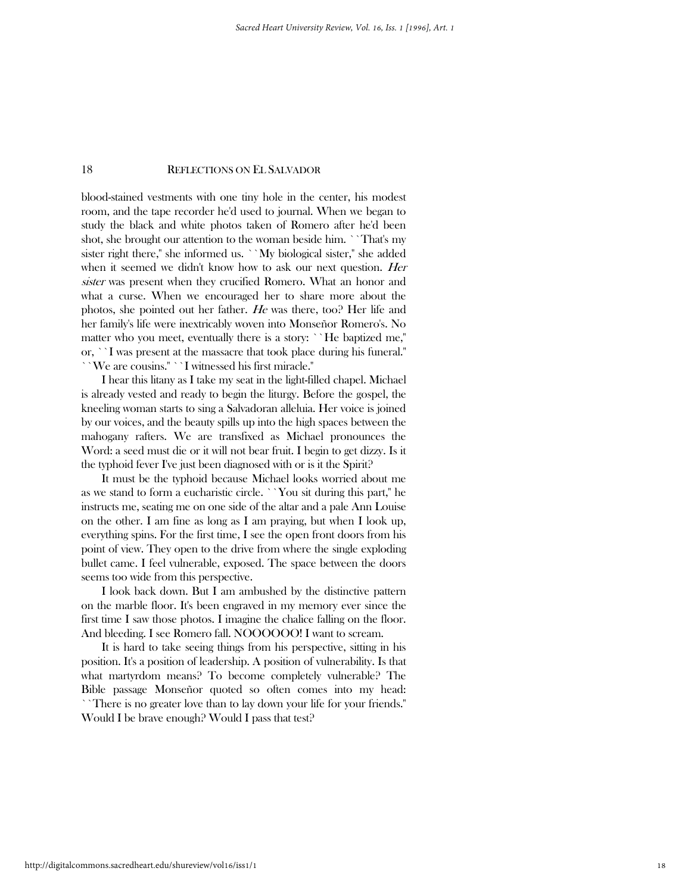blood-stained vestments with one tiny hole in the center, his modest room, and the tape recorder he'd used to journal. When we began to study the black and white photos taken of Romero after he'd been shot, she brought our attention to the woman beside him. "That's my sister right there," she informed us. "My biological sister," she added when it seemed we didn't know how to ask our next question. *Her sister* was present when they crucified Romero. What an honor and what a curse. When we encouraged her to share more about the photos, she pointed out her father. *He* was there, too? Her life and her family's life were inextricably woven into Monseñor Romero's. No matter who you meet, eventually there is a story: "He baptized me," or, "I was present at the massacre that took place during his funeral." "We are cousins." "I witnessed his first miracle."

I hear this litany as I take my seat in the light-filled chapel. Michael is already vested and ready to begin the liturgy. Before the gospel, the kneeling woman starts to sing a Salvadoran alleluia. Her voice is joined by our voices, and the beauty spills up into the high spaces between the mahogany rafters. We are transfixed as Michael pronounces the Word: a seed must die or it will not bear fruit. I begin to get dizzy. Is it the typhoid fever I've just been diagnosed with or is it the Spirit?

It must be the typhoid because Michael looks worried about me as we stand to form a eucharistic circle. "You sit during this part," he instructs me, seating me on one side of the altar and a pale Ann Louise on the other. I am fine as long as I am praying, but when I look up, everything spins. For the first time, I see the open front doors from his point of view. They open to the drive from where the single exploding bullet came. I feel vulnerable, exposed. The space between the doors seems too wide from this perspective.

I look back down. But I am ambushed by the distinctive pattern on the marble floor. It's been engraved in my memory ever since the first time I saw those photos. I imagine the chalice falling on the floor. And bleeding. I see Romero fall. NOOOOOO! I want to scream.

It is hard to take seeing things from his perspective, sitting in his position. It's a position of leadership. A position of vulnerability. Is that what martyrdom means? To become completely vulnerable? The Bible passage Monseñor quoted so often comes into my head: "There is no greater love than to lay down your life for your friends." Would I be brave enough? Would I pass that test?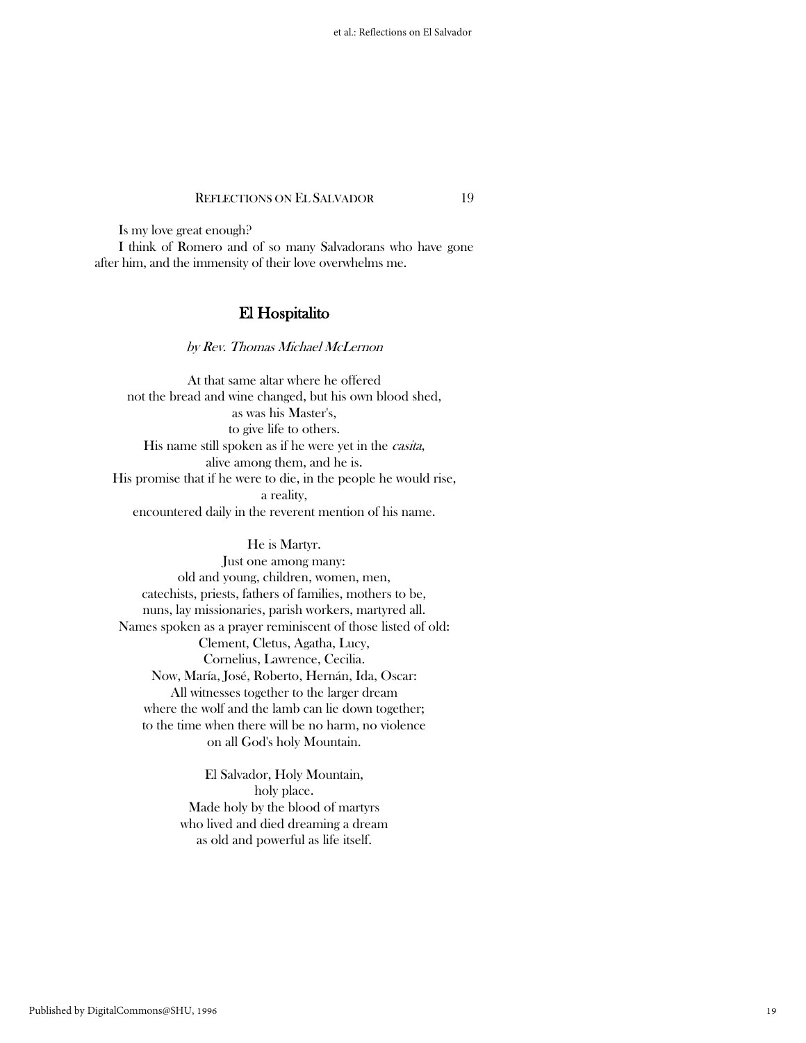Is my love great enough?

I think of Romero and of so many Salvadorans who have gone after him, and the immensity of their love overwhelms me.

## El Hospitalito

*by Rev. Thomas Michael McLernon*

At that same altar where he offered  
not the bread and wine changed, but his own blood shed,  
as was his Master's,  
to give life to others.  
His name still spoken as if he were yet in the *casita*,  
alive among them, and he is.  
His promise that if he were to die, in the people he would rise,  
a reality,  
encountered daily in the reverent mention of his name.

He is Martyr.  
Just one among many:  
old and young, children, women, men,  
catechists, priests, fathers of families, mothers to be,  
nuns, lay missionaries, parish workers, martyred all.  
Names spoken as a prayer reminiscent of those listed of old:  
Clement, Cletus, Agatha, Lucy,  
Cornelius, Lawrence, Cecilia.  
Now, María, José, Roberto, Hernán, Ida, Oscar:  
All witnesses together to the larger dream  
where the wolf and the lamb can lie down together;  
to the time when there will be no harm, no violence  
on all God's holy Mountain.

El Salvador, Holy Mountain,  
holy place.  
Made holy by the blood of martyrs  
who lived and died dreaming a dream  
as old and powerful as life itself.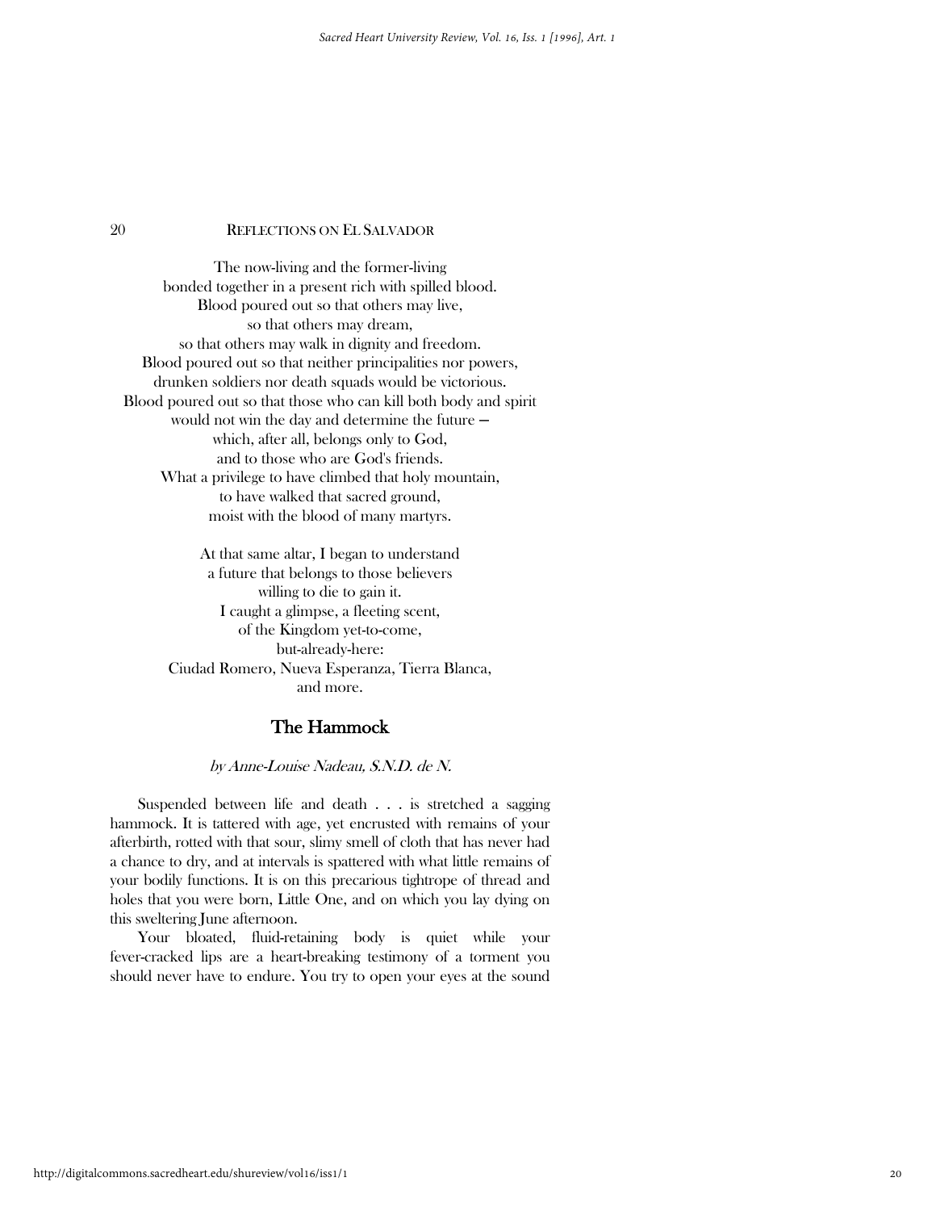The now-living and the former-living
bonded together in a present rich with spilled blood.
Blood poured out so that others may live,
so that others may dream,
so that others may walk in dignity and freedom.
Blood poured out so that neither principalities nor powers,
drunken soldiers nor death squads would be victorious.
Blood poured out so that those who can kill both body and spirit
would not win the day and determine the future —
which, after all, belongs only to God,
and to those who are God's friends.
What a privilege to have climbed that holy mountain,
to have walked that sacred ground,
moist with the blood of many martyrs.

At that same altar, I began to understand
a future that belongs to those believers
willing to die to gain it.
I caught a glimpse, a fleeting scent,
of the Kingdom yet-to-come,
but-already-here:
Ciudad Romero, Nueva Esperanza, Tierra Blanca,
and more.

## The Hammock

*by Anne-Louise Nadeau, S.N.D. de N.*

Suspended between life and death . . . is stretched a sagging hammock. It is tattered with age, yet encrusted with remains of your afterbirth, rotted with that sour, slimy smell of cloth that has never had a chance to dry, and at intervals is spattered with what little remains of your bodily functions. It is on this precarious tightrope of thread and holes that you were born, Little One, and on which you lay dying on this sweltering June afternoon.

Your bloated, fluid-retaining body is quiet while your fever-cracked lips are a heart-breaking testimony of a torment you should never have to endure. You try to open your eyes at the sound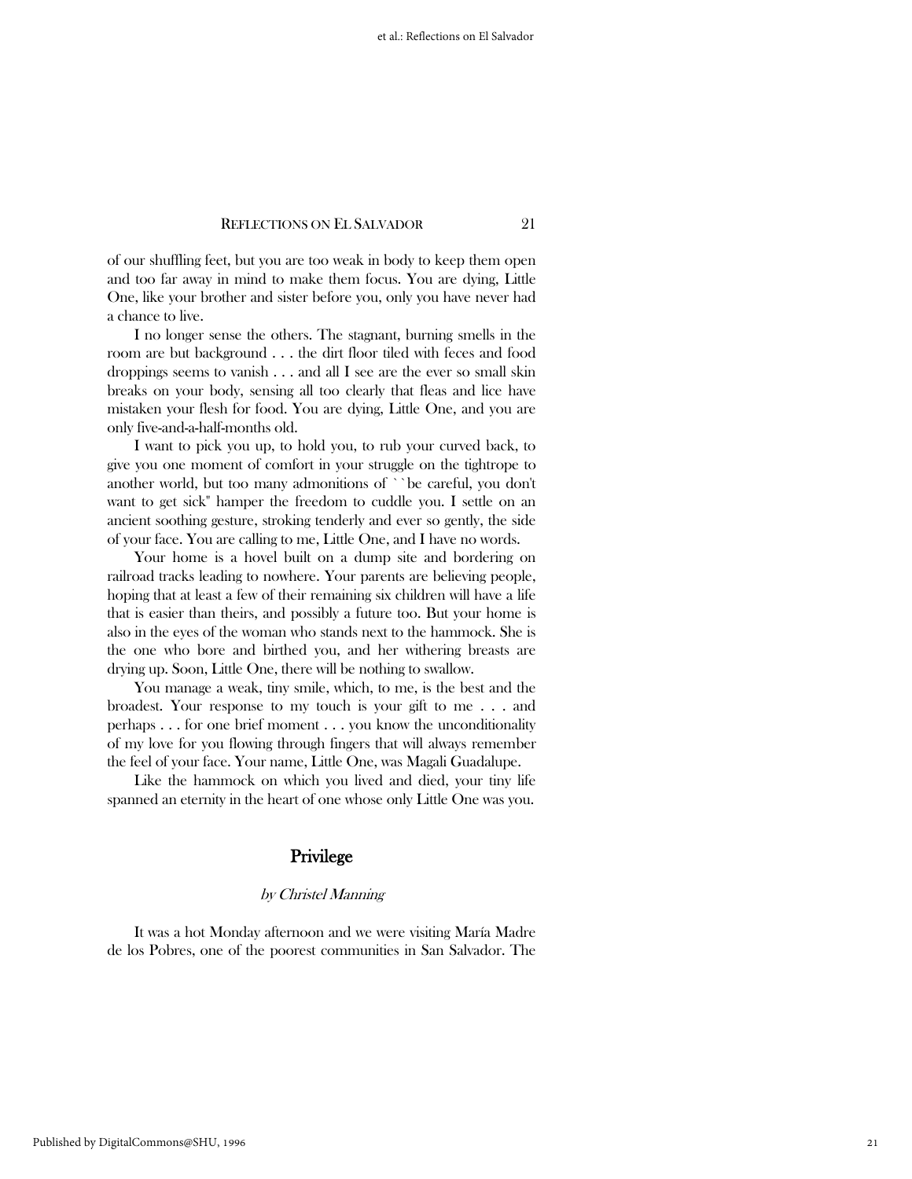of our shuffling feet, but you are too weak in body to keep them open and too far away in mind to make them focus. You are dying, Little One, like your brother and sister before you, only you have never had a chance to live.

I no longer sense the others. The stagnant, burning smells in the room are but background . . . the dirt floor tiled with feces and food droppings seems to vanish . . . and all I see are the ever so small skin breaks on your body, sensing all too clearly that fleas and lice have mistaken your flesh for food. You are dying, Little One, and you are only five-and-a-half-months old.

I want to pick you up, to hold you, to rub your curved back, to give you one moment of comfort in your struggle on the tightrope to another world, but too many admonitions of ``be careful, you don't want to get sick'' hamper the freedom to cuddle you. I settle on an ancient soothing gesture, stroking tenderly and ever so gently, the side of your face. You are calling to me, Little One, and I have no words.

Your home is a hovel built on a dump site and bordering on railroad tracks leading to nowhere. Your parents are believing people, hoping that at least a few of their remaining six children will have a life that is easier than theirs, and possibly a future too. But your home is also in the eyes of the woman who stands next to the hammock. She is the one who bore and birthed you, and her withering breasts are drying up. Soon, Little One, there will be nothing to swallow.

You manage a weak, tiny smile, which, to me, is the best and the broadest. Your response to my touch is your gift to me . . . and perhaps . . . for one brief moment . . . you know the unconditionality of my love for you flowing through fingers that will always remember the feel of your face. Your name, Little One, was Magali Guadalupe.

Like the hammock on which you lived and died, your tiny life spanned an eternity in the heart of one whose only Little One was you.

## Privilege

*by Christel Manning*

It was a hot Monday afternoon and we were visiting María Madre de los Pobres, one of the poorest communities in San Salvador. The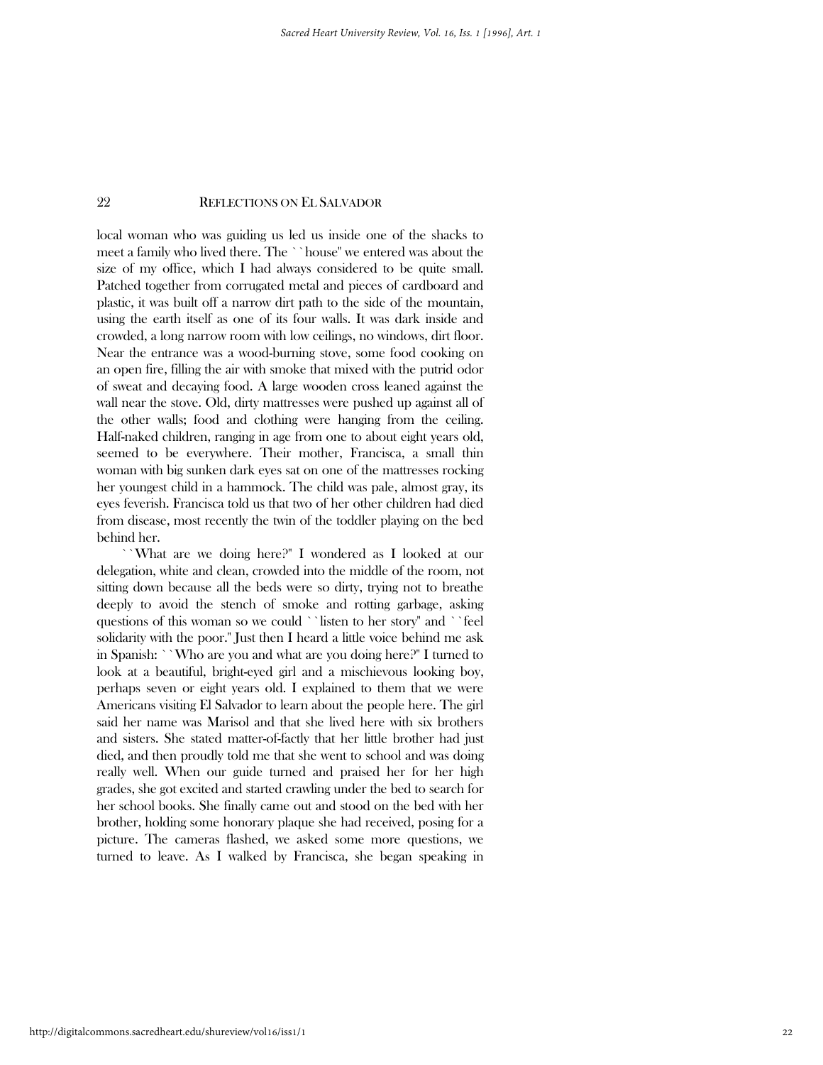local woman who was guiding us led us inside one of the shacks to meet a family who lived there. The "house" we entered was about the size of my office, which I had always considered to be quite small. Patched together from corrugated metal and pieces of cardboard and plastic, it was built off a narrow dirt path to the side of the mountain, using the earth itself as one of its four walls. It was dark inside and crowded, a long narrow room with low ceilings, no windows, dirt floor. Near the entrance was a wood-burning stove, some food cooking on an open fire, filling the air with smoke that mixed with the putrid odor of sweat and decaying food. A large wooden cross leaned against the wall near the stove. Old, dirty mattresses were pushed up against all of the other walls; food and clothing were hanging from the ceiling. Half-naked children, ranging in age from one to about eight years old, seemed to be everywhere. Their mother, Francisca, a small thin woman with big sunken dark eyes sat on one of the mattresses rocking her youngest child in a hammock. The child was pale, almost gray, its eyes feverish. Francisca told us that two of her other children had died from disease, most recently the twin of the toddler playing on the bed behind her.

"What are we doing here?" I wondered as I looked at our delegation, white and clean, crowded into the middle of the room, not sitting down because all the beds were so dirty, trying not to breathe deeply to avoid the stench of smoke and rotting garbage, asking questions of this woman so we could "listen to her story" and "feel solidarity with the poor." Just then I heard a little voice behind me ask in Spanish: "Who are you and what are you doing here?" I turned to look at a beautiful, bright-eyed girl and a mischievous looking boy, perhaps seven or eight years old. I explained to them that we were Americans visiting El Salvador to learn about the people here. The girl said her name was Marisol and that she lived here with six brothers and sisters. She stated matter-of-factly that her little brother had just died, and then proudly told me that she went to school and was doing really well. When our guide turned and praised her for her high grades, she got excited and started crawling under the bed to search for her school books. She finally came out and stood on the bed with her brother, holding some honorary plaque she had received, posing for a picture. The cameras flashed, we asked some more questions, we turned to leave. As I walked by Francisca, she began speaking in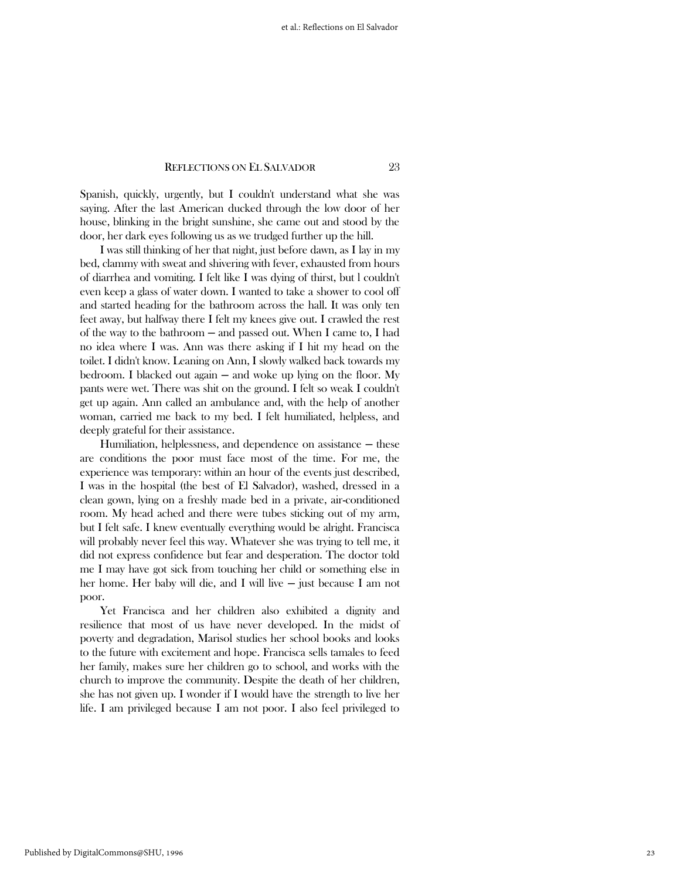Spanish, quickly, urgently, but I couldn't understand what she was saying. After the last American ducked through the low door of her house, blinking in the bright sunshine, she came out and stood by the door, her dark eyes following us as we trudged further up the hill.

I was still thinking of her that night, just before dawn, as I lay in my bed, clammy with sweat and shivering with fever, exhausted from hours of diarrhea and vomiting. I felt like I was dying of thirst, but I couldn't even keep a glass of water down. I wanted to take a shower to cool off and started heading for the bathroom across the hall. It was only ten feet away, but halfway there I felt my knees give out. I crawled the rest of the way to the bathroom — and passed out. When I came to, I had no idea where I was. Ann was there asking if I hit my head on the toilet. I didn't know. Leaning on Ann, I slowly walked back towards my bedroom. I blacked out again — and woke up lying on the floor. My pants were wet. There was shit on the ground. I felt so weak I couldn't get up again. Ann called an ambulance and, with the help of another woman, carried me back to my bed. I felt humiliated, helpless, and deeply grateful for their assistance.

Humiliation, helplessness, and dependence on assistance — these are conditions the poor must face most of the time. For me, the experience was temporary: within an hour of the events just described, I was in the hospital (the best of El Salvador), washed, dressed in a clean gown, lying on a freshly made bed in a private, air-conditioned room. My head ached and there were tubes sticking out of my arm, but I felt safe. I knew eventually everything would be alright. Francisca will probably never feel this way. Whatever she was trying to tell me, it did not express confidence but fear and desperation. The doctor told me I may have got sick from touching her child or something else in her home. Her baby will die, and I will live — just because I am not poor.

Yet Francisca and her children also exhibited a dignity and resilience that most of us have never developed. In the midst of poverty and degradation, Marisol studies her school books and looks to the future with excitement and hope. Francisca sells tamales to feed her family, makes sure her children go to school, and works with the church to improve the community. Despite the death of her children, she has not given up. I wonder if I would have the strength to live her life. I am privileged because I am not poor. I also feel privileged to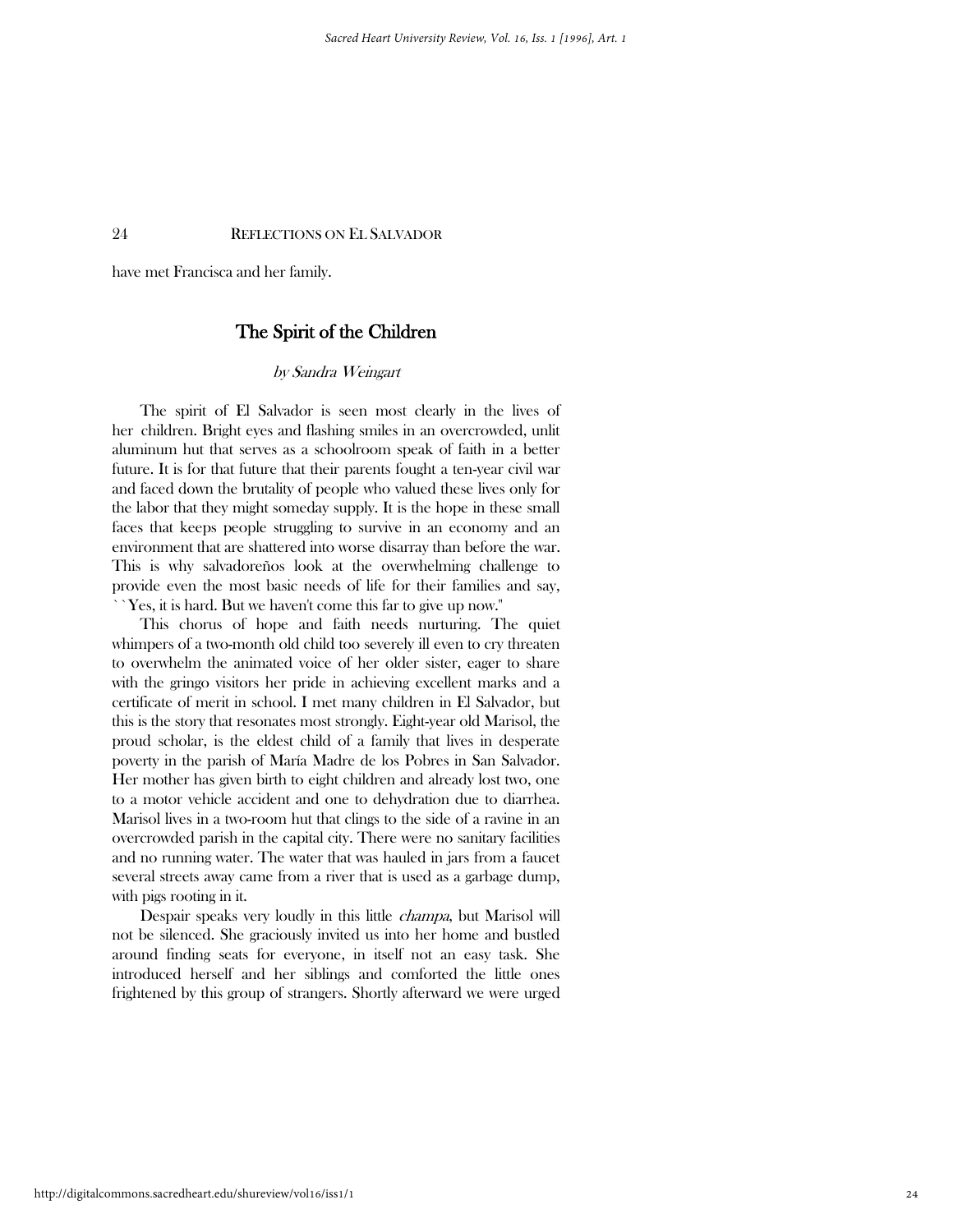have met Francisca and her family.

## The Spirit of the Children

*by Sandra Weingart*

The spirit of El Salvador is seen most clearly in the lives of her children. Bright eyes and flashing smiles in an overcrowded, unlit aluminum hut that serves as a schoolroom speak of faith in a better future. It is for that future that their parents fought a ten-year civil war and faced down the brutality of people who valued these lives only for the labor that they might someday supply. It is the hope in these small faces that keeps people struggling to survive in an economy and an environment that are shattered into worse disarray than before the war. This is why salvadoreños look at the overwhelming challenge to provide even the most basic needs of life for their families and say, ``Yes, it is hard. But we haven't come this far to give up now.''

This chorus of hope and faith needs nurturing. The quiet whimpers of a two-month old child too severely ill even to cry threaten to overwhelm the animated voice of her older sister, eager to share with the gringo visitors her pride in achieving excellent marks and a certificate of merit in school. I met many children in El Salvador, but this is the story that resonates most strongly. Eight-year old Marisol, the proud scholar, is the eldest child of a family that lives in desperate poverty in the parish of María Madre de los Pobres in San Salvador. Her mother has given birth to eight children and already lost two, one to a motor vehicle accident and one to dehydration due to diarrhea. Marisol lives in a two-room hut that clings to the side of a ravine in an overcrowded parish in the capital city. There were no sanitary facilities and no running water. The water that was hauled in jars from a faucet several streets away came from a river that is used as a garbage dump, with pigs rooting in it.

Despair speaks very loudly in this little *champa*, but Marisol will not be silenced. She graciously invited us into her home and bustled around finding seats for everyone, in itself not an easy task. She introduced herself and her siblings and comforted the little ones frightened by this group of strangers. Shortly afterward we were urged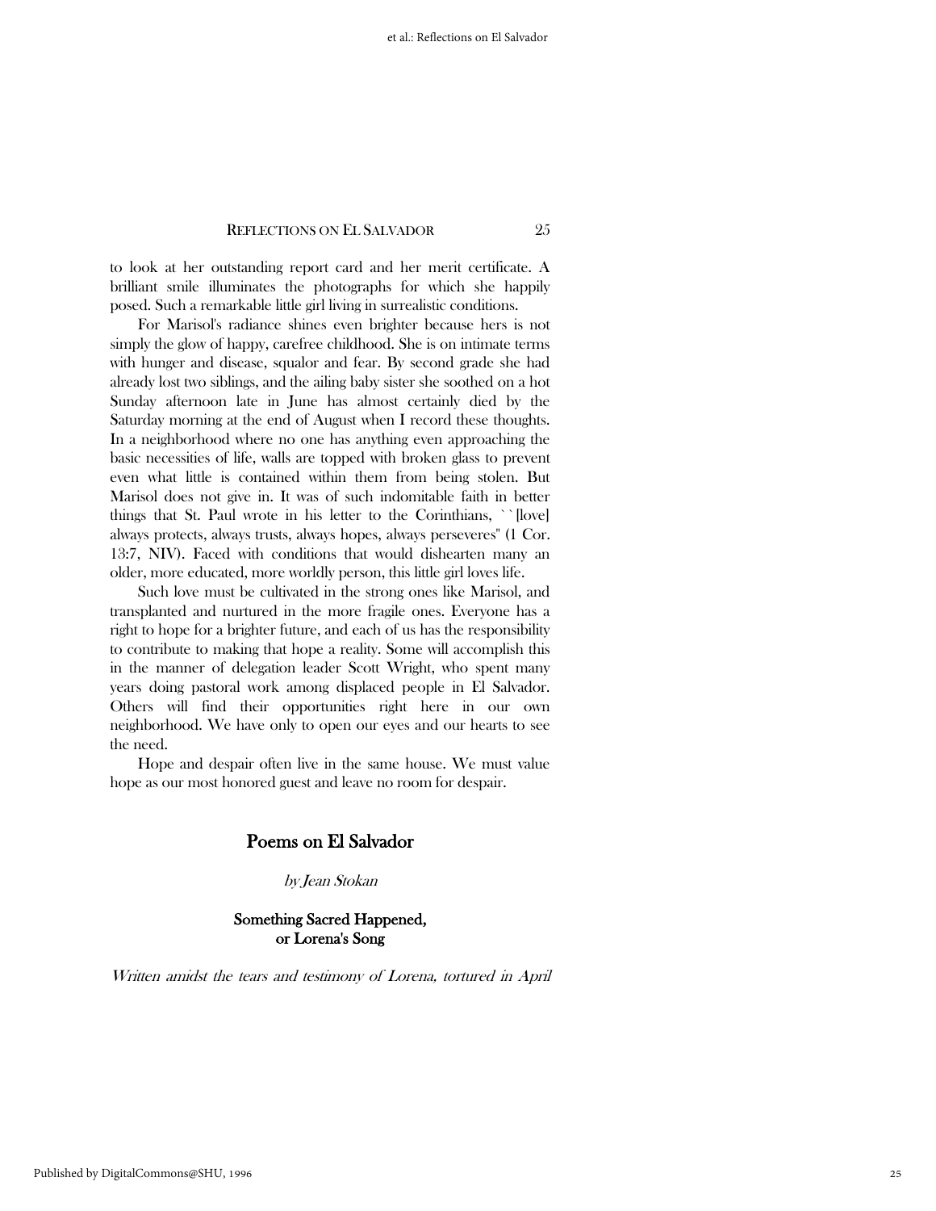to look at her outstanding report card and her merit certificate. A brilliant smile illuminates the photographs for which she happily posed. Such a remarkable little girl living in surrealistic conditions.

For Marisol's radiance shines even brighter because hers is not simply the glow of happy, carefree childhood. She is on intimate terms with hunger and disease, squalor and fear. By second grade she had already lost two siblings, and the ailing baby sister she soothed on a hot Sunday afternoon late in June has almost certainly died by the Saturday morning at the end of August when I record these thoughts. In a neighborhood where no one has anything even approaching the basic necessities of life, walls are topped with broken glass to prevent even what little is contained within them from being stolen. But Marisol does not give in. It was of such indomitable faith in better things that St. Paul wrote in his letter to the Corinthians, ``[love] always protects, always trusts, always hopes, always perseveres'' (1 Cor. 13:7, NIV). Faced with conditions that would dishearten many an older, more educated, more worldly person, this little girl loves life.

Such love must be cultivated in the strong ones like Marisol, and transplanted and nurtured in the more fragile ones. Everyone has a right to hope for a brighter future, and each of us has the responsibility to contribute to making that hope a reality. Some will accomplish this in the manner of delegation leader Scott Wright, who spent many years doing pastoral work among displaced people in El Salvador. Others will find their opportunities right here in our own neighborhood. We have only to open our eyes and our hearts to see the need.

Hope and despair often live in the same house. We must value hope as our most honored guest and leave no room for despair.

## Poems on El Salvador

*by Jean Stokan*

### Something Sacred Happened, or Lorena's Song

*Written amidst the tears and testimony of Lorena, tortured in April*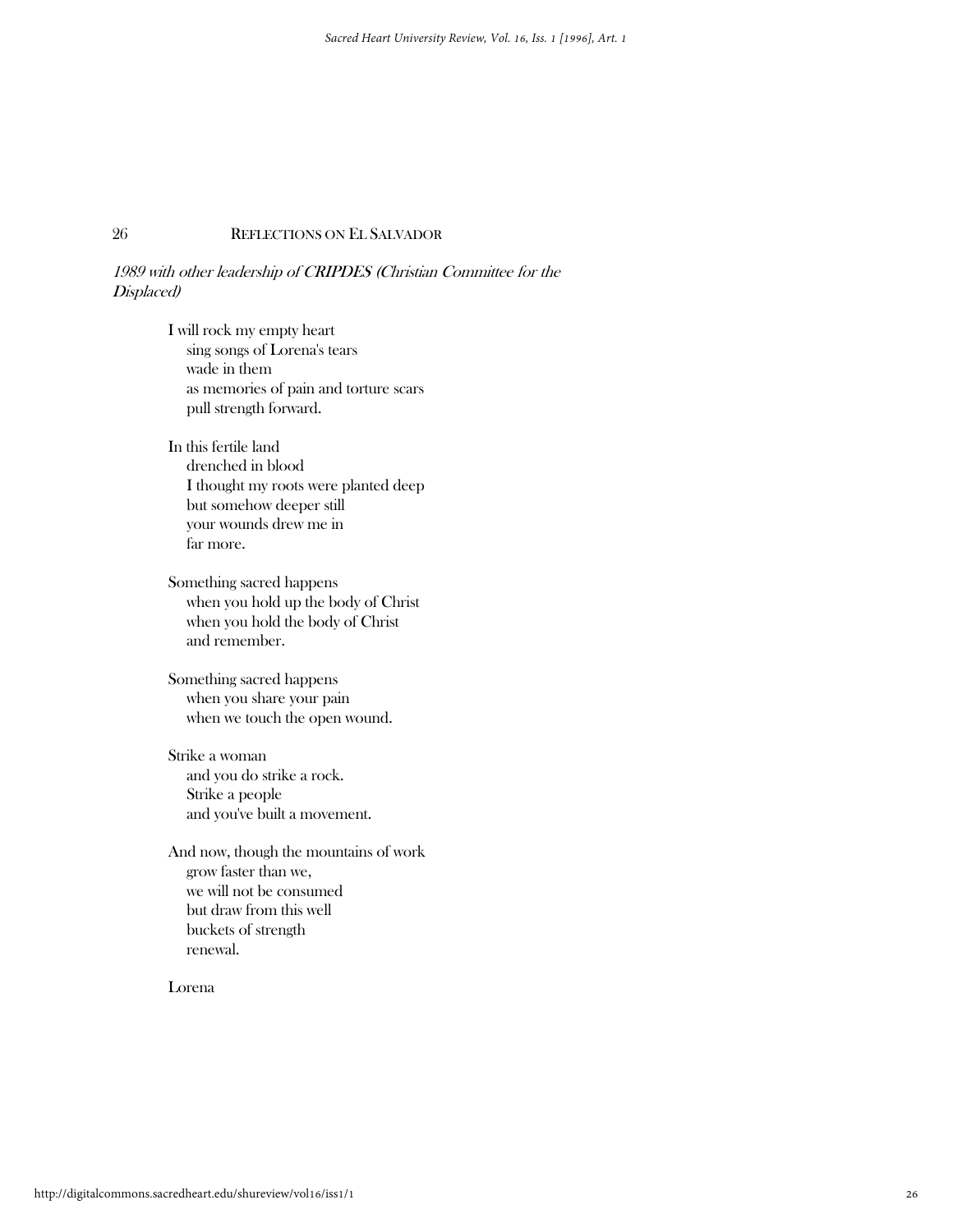*1989 with other leadership of CRIPDES (Christian Committee for the Displaced)*

I will rock my empty heart  
sing songs of Lorena's tears  
wade in them  
as memories of pain and torture scars  
pull strength forward.

In this fertile land  
drenched in blood  
I thought my roots were planted deep  
but somehow deeper still  
your wounds drew me in  
far more.

Something sacred happens  
when you hold up the body of Christ  
when you hold the body of Christ  
and remember.

Something sacred happens  
when you share your pain  
when we touch the open wound.

Strike a woman  
and you do strike a rock.  
Strike a people  
and you've built a movement.

And now, though the mountains of work  
grow faster than we,  
we will not be consumed  
but draw from this well  
buckets of strength  
renewal.

Lorena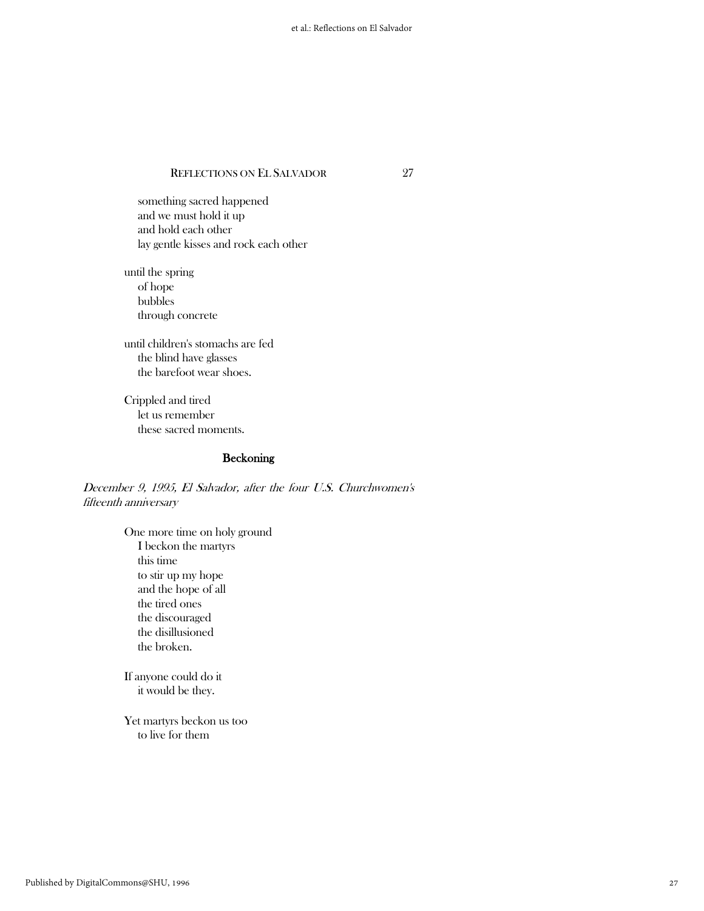something sacred happened
and we must hold it up
and hold each other
lay gentle kisses and rock each other

until the spring
of hope
bubbles
through concrete

until children's stomachs are fed
the blind have glasses
the barefoot wear shoes.

Crippled and tired
let us remember
these sacred moments.

### Beckoning

*December 9, 1995, El Salvador, after the four U.S. Churchwomen's fifteenth anniversary*

One more time on holy ground
I beckon the martyrs
this time
to stir up my hope
and the hope of all
the tired ones
the discouraged
the disillusioned
the broken.

If anyone could do it
it would be they.

Yet martyrs beckon us too
to live for them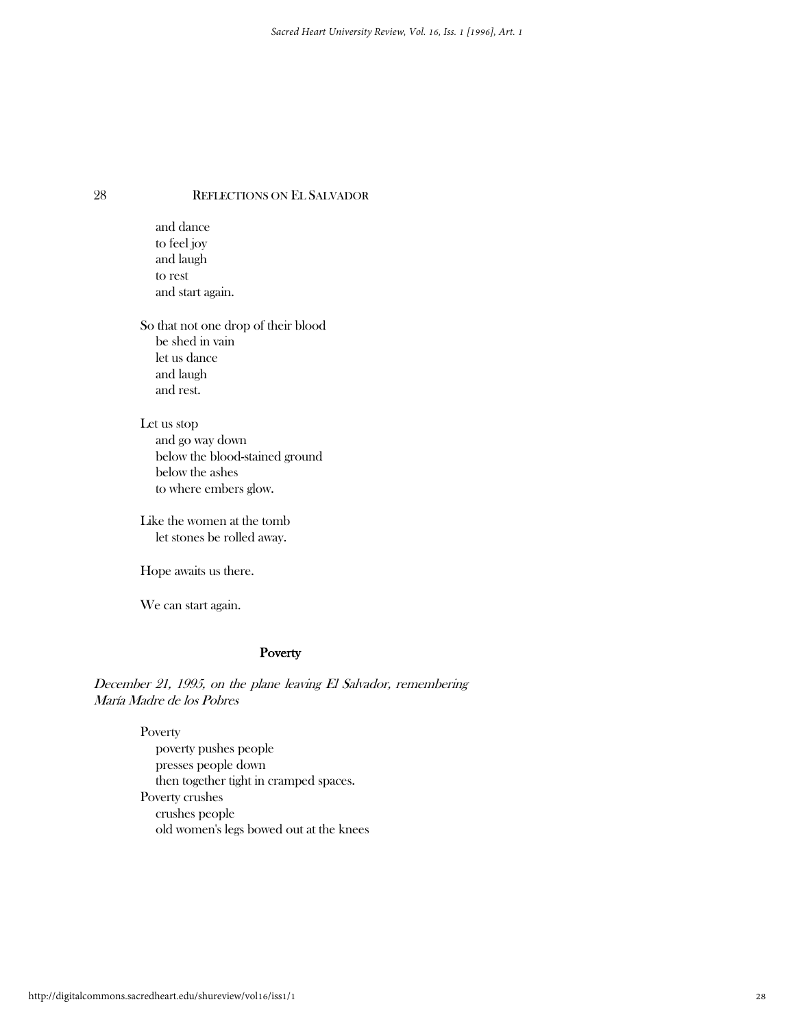and dance
to feel joy
and laugh
to rest
and start again.

So that not one drop of their blood
be shed in vain
let us dance
and laugh
and rest.

Let us stop
and go way down
below the blood-stained ground
below the ashes
to where embers glow.

Like the women at the tomb
let stones be rolled away.

Hope awaits us there.

We can start again.

### Poverty

*December 21, 1995, on the plane leaving El Salvador, remembering María Madre de los Pobres*

Poverty
poverty pushes people
presses people down
then together tight in cramped spaces.
Poverty crushes
crushes people
old women's legs bowed out at the knees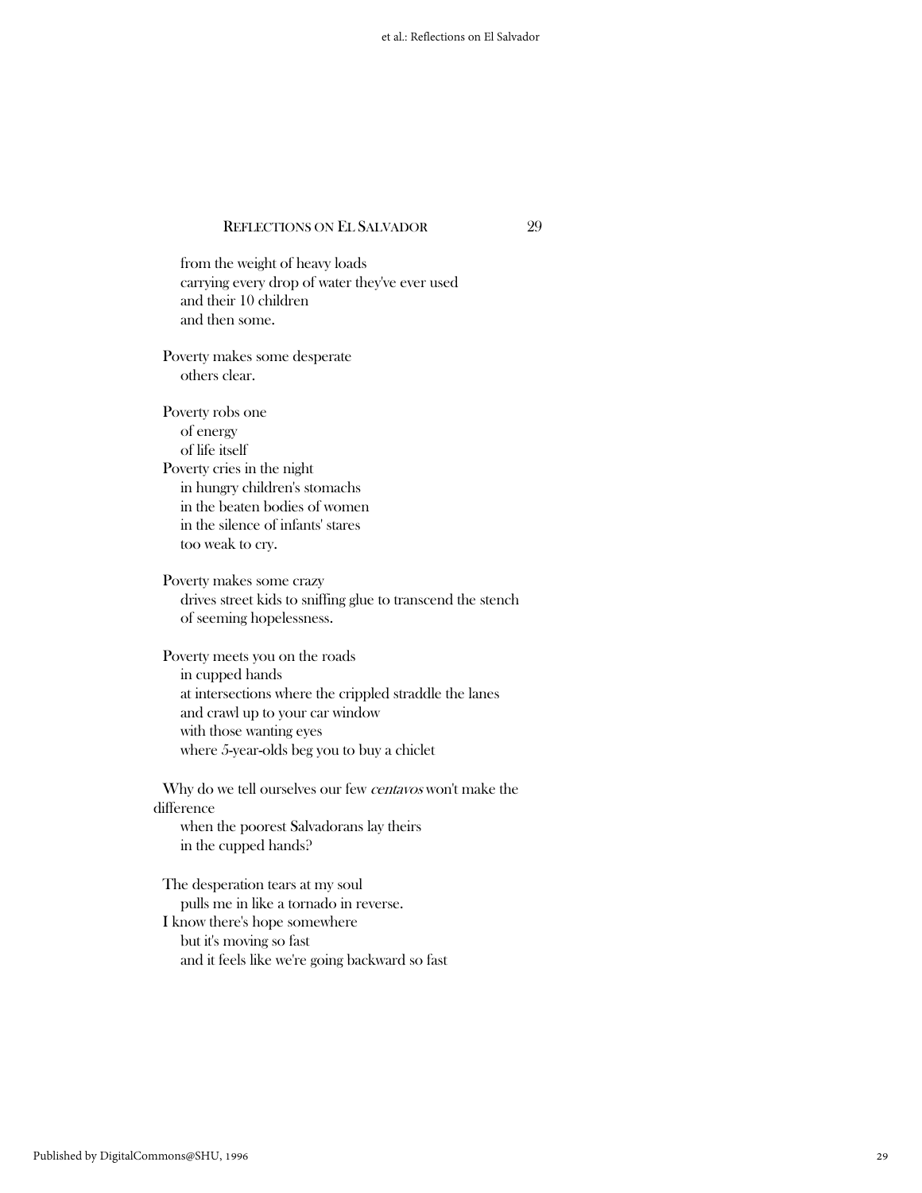from the weight of heavy loads
carrying every drop of water they've ever used
and their 10 children
and then some.

Poverty makes some desperate
others clear.

Poverty robs one
of energy
of life itself
Poverty cries in the night
in hungry children's stomachs
in the beaten bodies of women
in the silence of infants' stares
too weak to cry.

Poverty makes some crazy
drives street kids to sniffing glue to transcend the stench
of seeming hopelessness.

Poverty meets you on the roads
in cupped hands
at intersections where the crippled straddle the lanes
and crawl up to your car window
with those wanting eyes
where 5-year-olds beg you to buy a chiclet

Why do we tell ourselves our few *centavos* won't make the difference
when the poorest Salvadorans lay theirs
in the cupped hands?

The desperation tears at my soul
pulls me in like a tornado in reverse.
I know there's hope somewhere
but it's moving so fast
and it feels like we're going backward so fast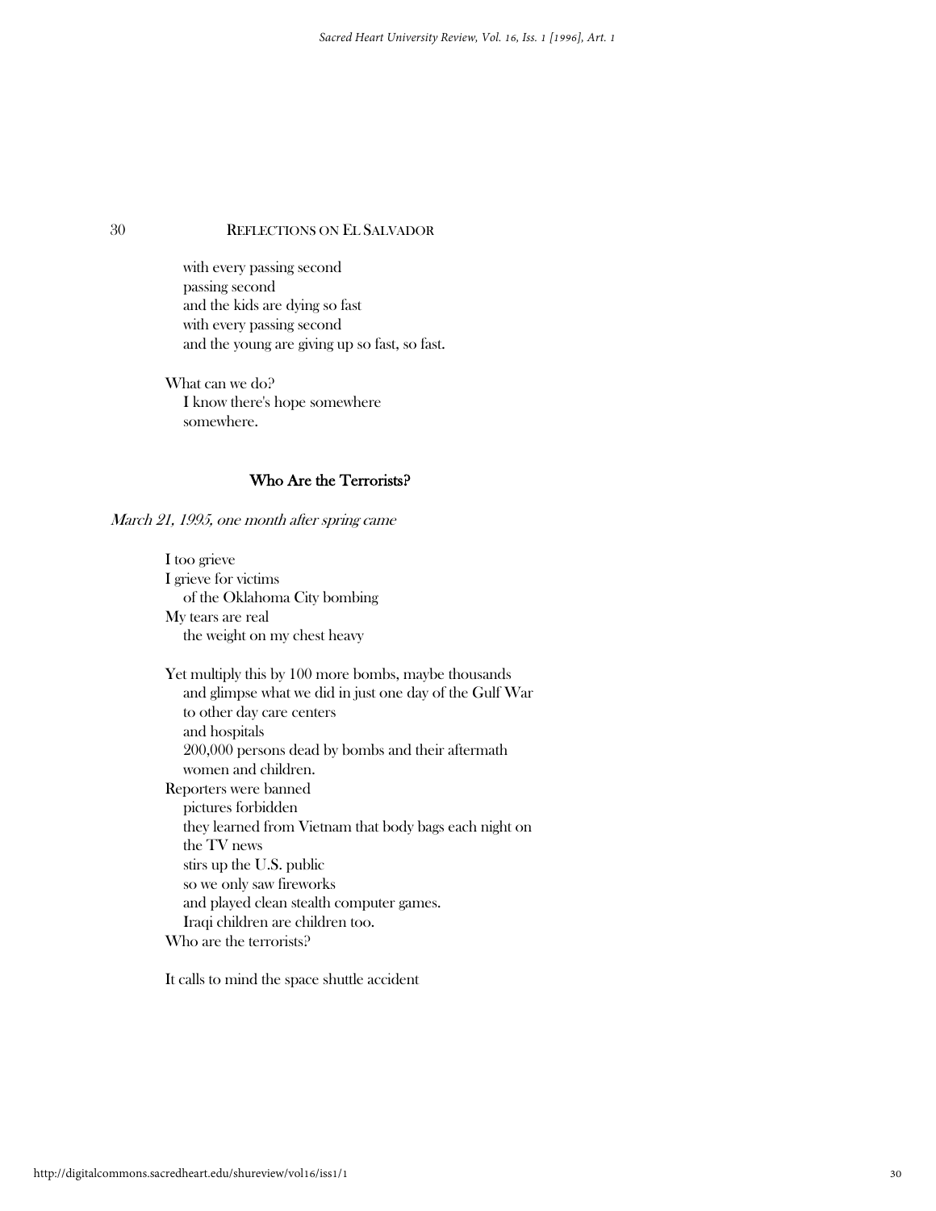with every passing second  
passing second  
and the kids are dying so fast  
with every passing second  
and the young are giving up so fast, so fast.

What can we do?  
I know there's hope somewhere  
somewhere.

## Who Are the Terrorists?

*March 21, 1995, one month after spring came*

I too grieve  
I grieve for victims  
of the Oklahoma City bombing  
My tears are real  
the weight on my chest heavy

Yet multiply this by 100 more bombs, maybe thousands  
and glimpse what we did in just one day of the Gulf War  
to other day care centers  
and hospitals  
200,000 persons dead by bombs and their aftermath  
women and children.  
Reporters were banned  
pictures forbidden  
they learned from Vietnam that body bags each night on  
the TV news  
stirs up the U.S. public  
so we only saw fireworks  
and played clean stealth computer games.  
Iraqi children are children too.  
Who are the terrorists?

It calls to mind the space shuttle accident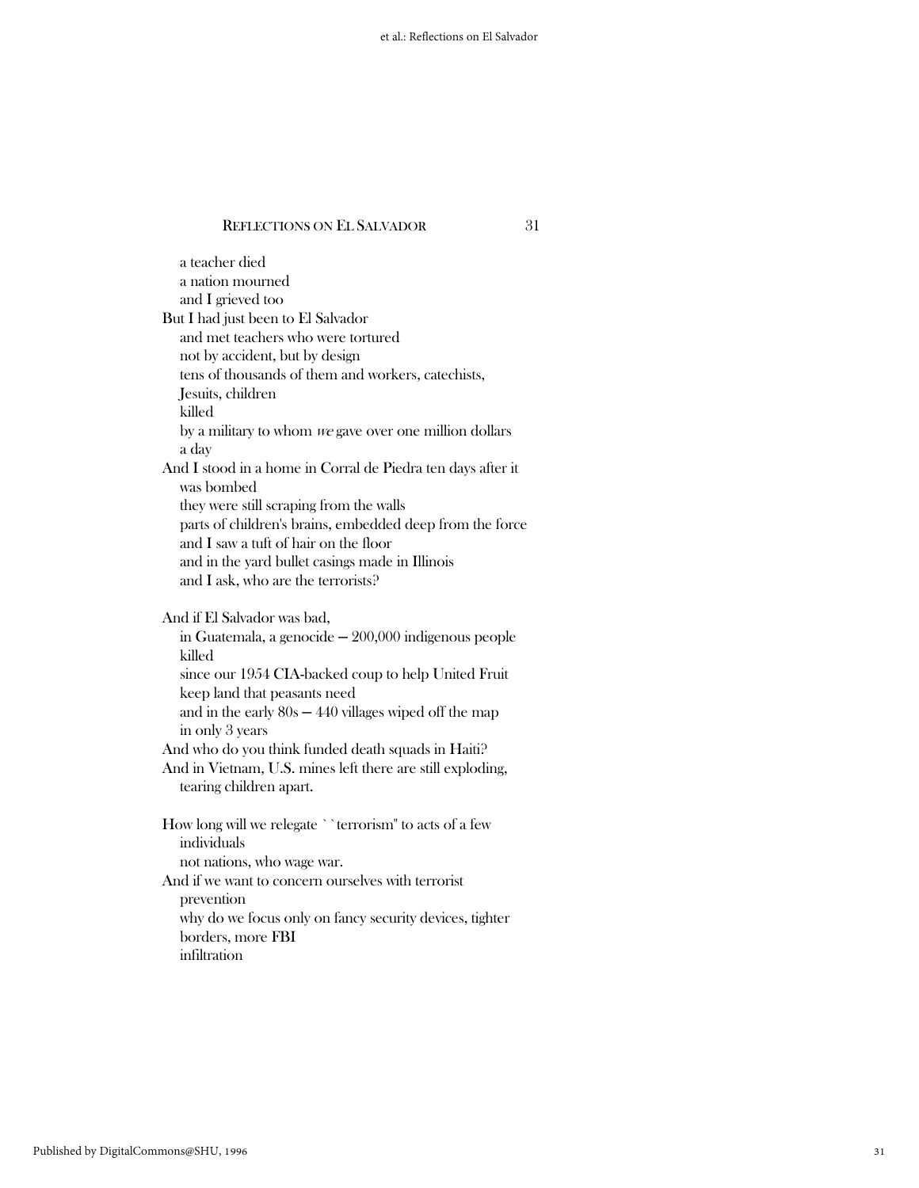a teacher died  
a nation mourned  
and I grieved too  
But I had just been to El Salvador  
and met teachers who were tortured  
not by accident, but by design  
tens of thousands of them and workers, catechists,  
Jesuits, children  
killed  
by a military to whom *we* gave over one million dollars  
a day  
And I stood in a home in Corral de Piedra ten days after it  
was bombed  
they were still scraping from the walls  
parts of children's brains, embedded deep from the force  
and I saw a tuft of hair on the floor  
and in the yard bullet casings made in Illinois  
and I ask, who are the terrorists?

And if El Salvador was bad,  
in Guatemala, a genocide — 200,000 indigenous people  
killed  
since our 1954 CIA-backed coup to help United Fruit  
keep land that peasants need  
and in the early 80s — 440 villages wiped off the map  
in only 3 years  
And who do you think funded death squads in Haiti?  
And in Vietnam, U.S. mines left there are still exploding,  
tearing children apart.

How long will we relegate ``terrorism'' to acts of a few  
individuals  
not nations, who wage war.  
And if we want to concern ourselves with terrorist  
prevention  
why do we focus only on fancy security devices, tighter  
borders, more FBI  
infiltration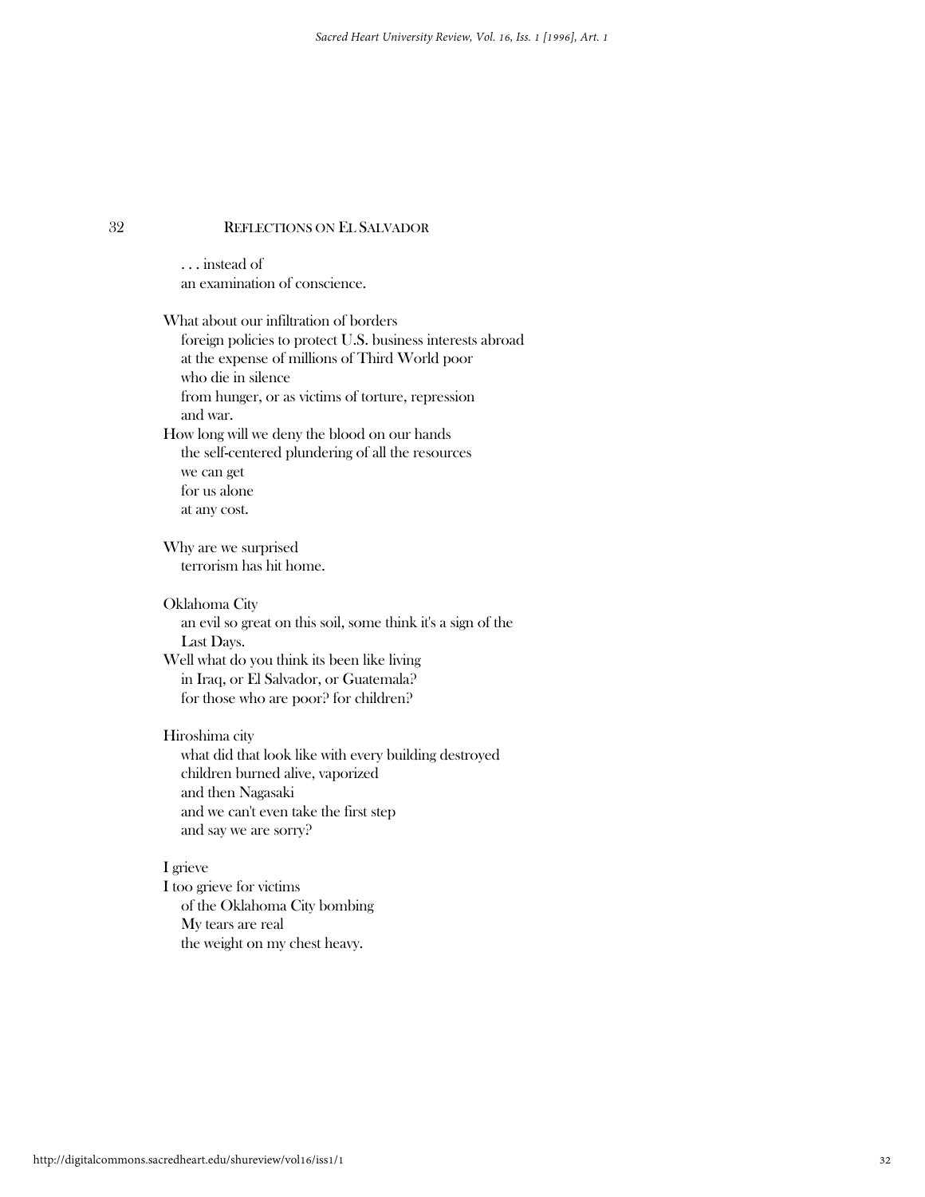. . . instead of
an examination of conscience.

What about our infiltration of borders
foreign policies to protect U.S. business interests abroad
at the expense of millions of Third World poor
who die in silence
from hunger, or as victims of torture, repression
and war.
How long will we deny the blood on our hands
the self-centered plundering of all the resources
we can get
for us alone
at any cost.

Why are we surprised
terrorism has hit home.

Oklahoma City
an evil so great on this soil, some think it's a sign of the
Last Days.
Well what do you think its been like living
in Iraq, or El Salvador, or Guatemala?
for those who are poor? for children?

Hiroshima city
what did that look like with every building destroyed
children burned alive, vaporized
and then Nagasaki
and we can't even take the first step
and say we are sorry?

I grieve
I too grieve for victims
of the Oklahoma City bombing
My tears are real
the weight on my chest heavy.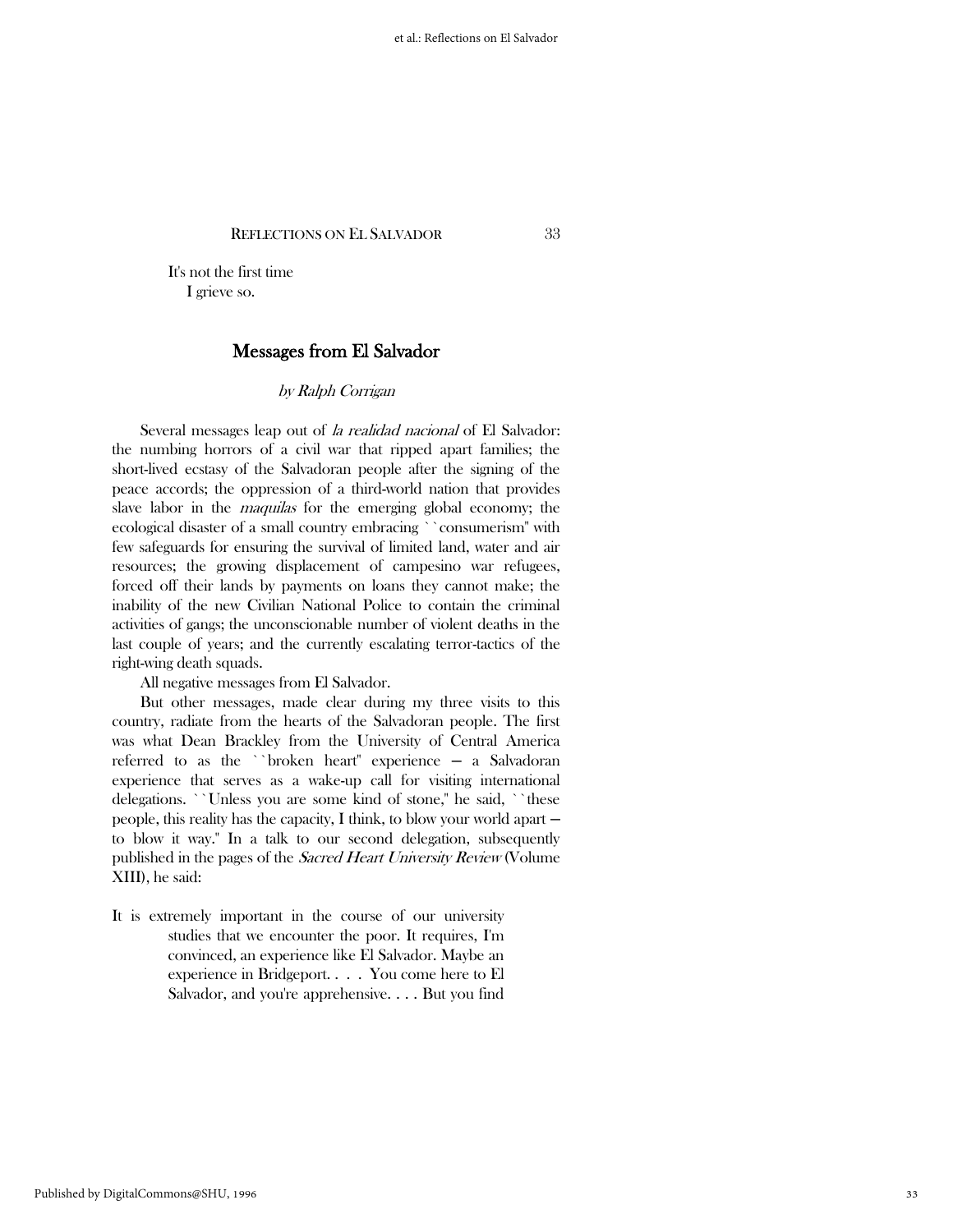It's not the first time
I grieve so.

## Messages from El Salvador

*by Ralph Corrigan*

Several messages leap out of *la realidad nacional* of El Salvador: the numbing horrors of a civil war that ripped apart families; the short-lived ecstasy of the Salvadoran people after the signing of the peace accords; the oppression of a third-world nation that provides slave labor in the *maquilas* for the emerging global economy; the ecological disaster of a small country embracing ``consumerism'' with few safeguards for ensuring the survival of limited land, water and air resources; the growing displacement of campesino war refugees, forced off their lands by payments on loans they cannot make; the inability of the new Civilian National Police to contain the criminal activities of gangs; the unconscionable number of violent deaths in the last couple of years; and the currently escalating terror-tactics of the right-wing death squads.

All negative messages from El Salvador.

But other messages, made clear during my three visits to this country, radiate from the hearts of the Salvadoran people. The first was what Dean Brackley from the University of Central America referred to as the ``broken heart'' experience — a Salvadoran experience that serves as a wake-up call for visiting international delegations. ``Unless you are some kind of stone,'' he said, ``these people, this reality has the capacity, I think, to blow your world apart — to blow it way.'' In a talk to our second delegation, subsequently published in the pages of the *Sacred Heart University Review* (Volume XIII), he said:

> It is extremely important in the course of our university studies that we encounter the poor. It requires, I'm convinced, an experience like El Salvador. Maybe an experience in Bridgeport. . . . You come here to El Salvador, and you're apprehensive. . . . But you find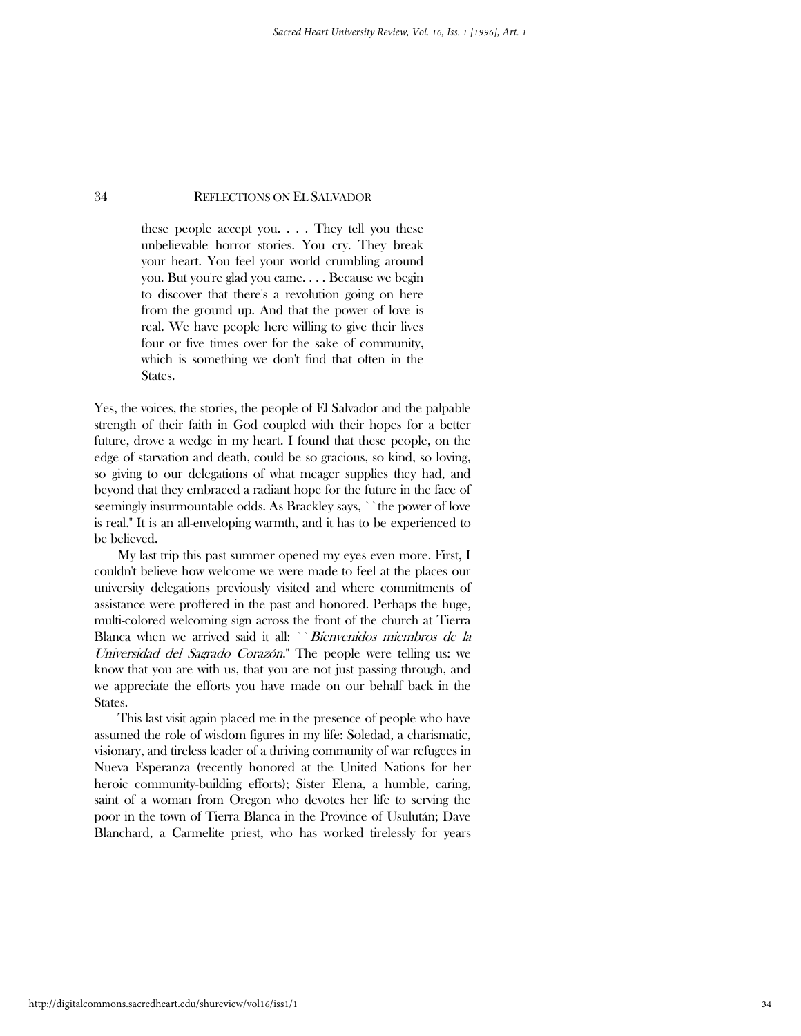> these people accept you. . . . They tell you these unbelievable horror stories. You cry. They break your heart. You feel your world crumbling around you. But you're glad you came. . . . Because we begin to discover that there's a revolution going on here from the ground up. And that the power of love is real. We have people here willing to give their lives four or five times over for the sake of community, which is something we don't find that often in the States.

Yes, the voices, the stories, the people of El Salvador and the palpable strength of their faith in God coupled with their hopes for a better future, drove a wedge in my heart. I found that these people, on the edge of starvation and death, could be so gracious, so kind, so loving, so giving to our delegations of what meager supplies they had, and beyond that they embraced a radiant hope for the future in the face of seemingly insurmountable odds. As Brackley says, ``the power of love is real.'' It is an all-enveloping warmth, and it has to be experienced to be believed.

My last trip this past summer opened my eyes even more. First, I couldn't believe how welcome we were made to feel at the places our university delegations previously visited and where commitments of assistance were proffered in the past and honored. Perhaps the huge, multi-colored welcoming sign across the front of the church at Tierra Blanca when we arrived said it all: ``*Bienvenidos miembros de la Universidad del Sagrado Corazón*.'' The people were telling us: we know that you are with us, that you are not just passing through, and we appreciate the efforts you have made on our behalf back in the States.

This last visit again placed me in the presence of people who have assumed the role of wisdom figures in my life: Soledad, a charismatic, visionary, and tireless leader of a thriving community of war refugees in Nueva Esperanza (recently honored at the United Nations for her heroic community-building efforts); Sister Elena, a humble, caring, saint of a woman from Oregon who devotes her life to serving the poor in the town of Tierra Blanca in the Province of Usulután; Dave Blanchard, a Carmelite priest, who has worked tirelessly for years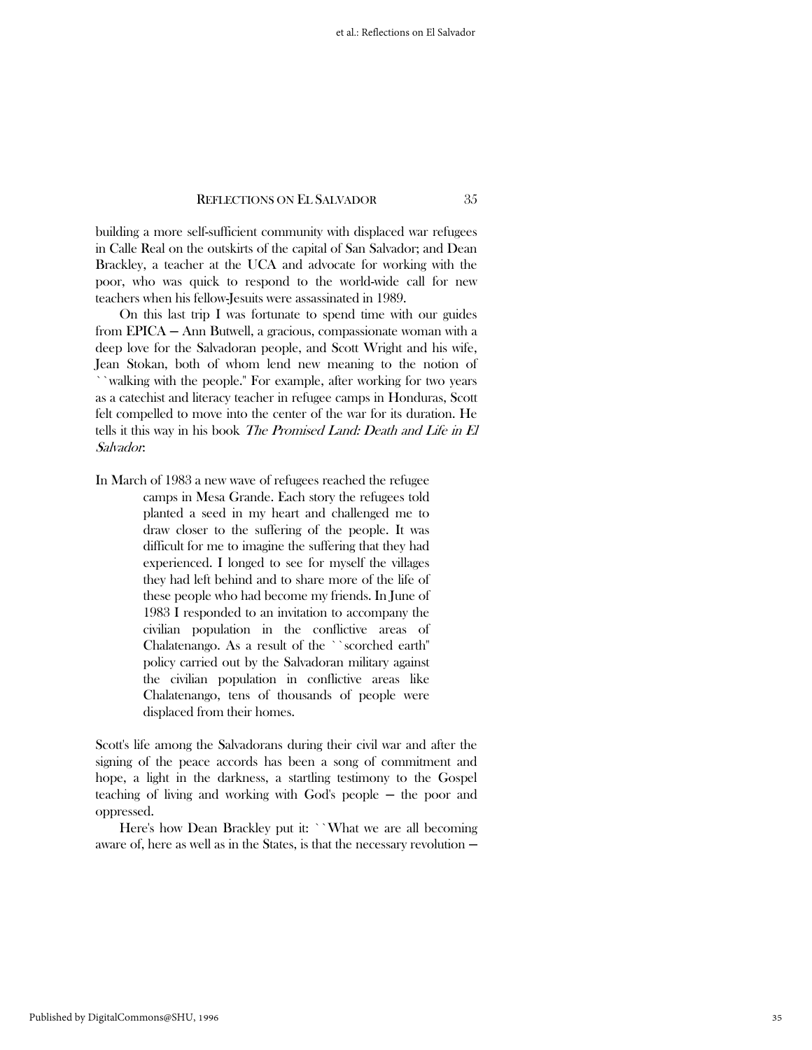building a more self-sufficient community with displaced war refugees in Calle Real on the outskirts of the capital of San Salvador; and Dean Brackley, a teacher at the UCA and advocate for working with the poor, who was quick to respond to the world-wide call for new teachers when his fellow-Jesuits were assassinated in 1989.

On this last trip I was fortunate to spend time with our guides from EPICA — Ann Butwell, a gracious, compassionate woman with a deep love for the Salvadoran people, and Scott Wright and his wife, Jean Stokan, both of whom lend new meaning to the notion of ``walking with the people.'' For example, after working for two years as a catechist and literacy teacher in refugee camps in Honduras, Scott felt compelled to move into the center of the war for its duration. He tells it this way in his book *The Promised Land: Death and Life in El Salvador*:

> In March of 1983 a new wave of refugees reached the refugee camps in Mesa Grande. Each story the refugees told planted a seed in my heart and challenged me to draw closer to the suffering of the people. It was difficult for me to imagine the suffering that they had experienced. I longed to see for myself the villages they had left behind and to share more of the life of these people who had become my friends. In June of 1983 I responded to an invitation to accompany the civilian population in the conflictive areas of Chalatenango. As a result of the ``scorched earth'' policy carried out by the Salvadoran military against the civilian population in conflictive areas like Chalatenango, tens of thousands of people were displaced from their homes.

Scott's life among the Salvadorans during their civil war and after the signing of the peace accords has been a song of commitment and hope, a light in the darkness, a startling testimony to the Gospel teaching of living and working with God's people — the poor and oppressed.

Here's how Dean Brackley put it: ``What we are all becoming aware of, here as well as in the States, is that the necessary revolution —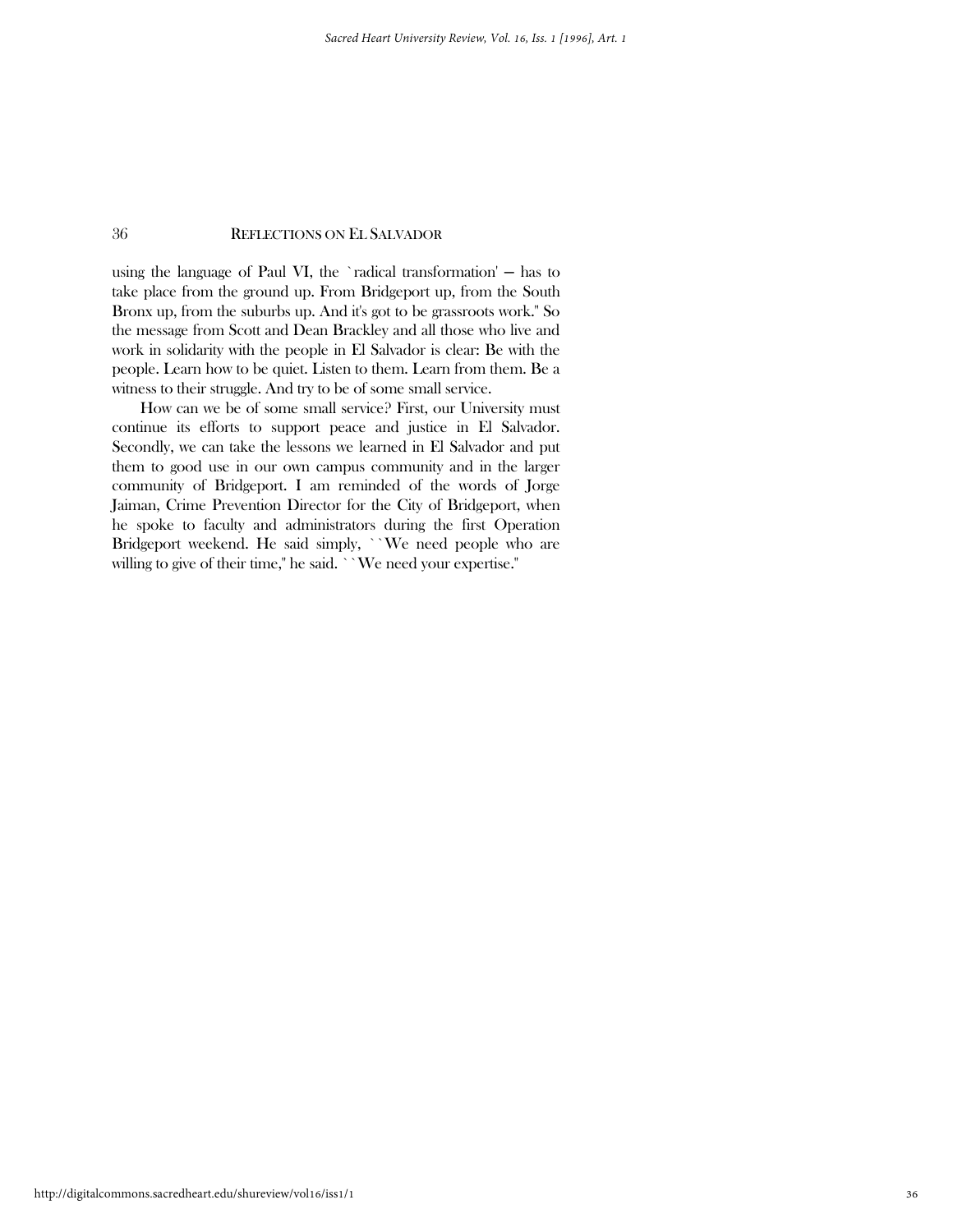using the language of Paul VI, the `radical transformation' — has to take place from the ground up. From Bridgeport up, from the South Bronx up, from the suburbs up. And it's got to be grassroots work." So the message from Scott and Dean Brackley and all those who live and work in solidarity with the people in El Salvador is clear: Be with the people. Learn how to be quiet. Listen to them. Learn from them. Be a witness to their struggle. And try to be of some small service.

How can we be of some small service? First, our University must continue its efforts to support peace and justice in El Salvador. Secondly, we can take the lessons we learned in El Salvador and put them to good use in our own campus community and in the larger community of Bridgeport. I am reminded of the words of Jorge Jaiman, Crime Prevention Director for the City of Bridgeport, when he spoke to faculty and administrators during the first Operation Bridgeport weekend. He said simply, ``We need people who are willing to give of their time," he said. ``We need your expertise."